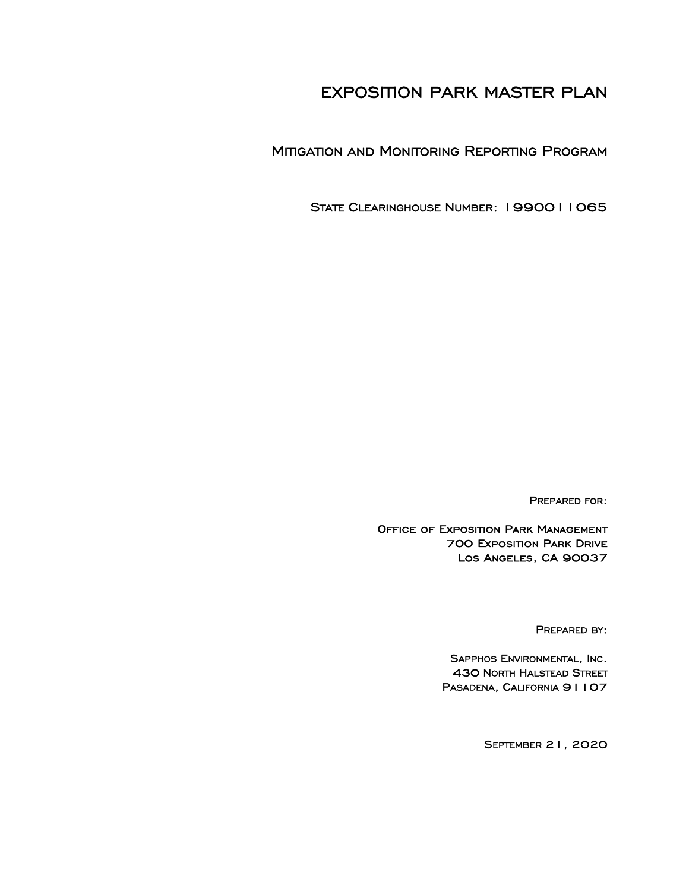# EXPOSITION PARK MASTER PLAN

## Mitigation and Monitoring Reporting Program

State Clearinghouse Number: 1990011065

Prepared for:

Office of Exposition Park Management
700 Exposition Park Drive
Los Angeles, CA 90037

Prepared by:

Sapphos Environmental, Inc.
430 North Halstead Street
Pasadena, California 91107

September 21, 2020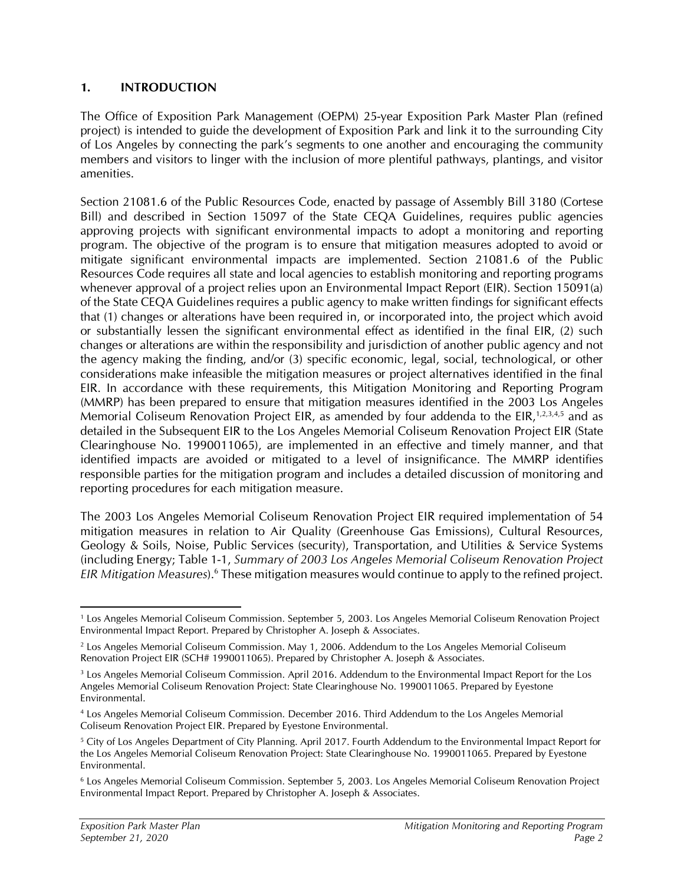## 1. INTRODUCTION

The Office of Exposition Park Management (OEPM) 25-year Exposition Park Master Plan (refined project) is intended to guide the development of Exposition Park and link it to the surrounding City of Los Angeles by connecting the park's segments to one another and encouraging the community members and visitors to linger with the inclusion of more plentiful pathways, plantings, and visitor amenities.

Section 21081.6 of the Public Resources Code, enacted by passage of Assembly Bill 3180 (Cortese Bill) and described in Section 15097 of the State CEQA Guidelines, requires public agencies approving projects with significant environmental impacts to adopt a monitoring and reporting program. The objective of the program is to ensure that mitigation measures adopted to avoid or mitigate significant environmental impacts are implemented. Section 21081.6 of the Public Resources Code requires all state and local agencies to establish monitoring and reporting programs whenever approval of a project relies upon an Environmental Impact Report (EIR). Section 15091(a) of the State CEQA Guidelines requires a public agency to make written findings for significant effects that (1) changes or alterations have been required in, or incorporated into, the project which avoid or substantially lessen the significant environmental effect as identified in the final EIR, (2) such changes or alterations are within the responsibility and jurisdiction of another public agency and not the agency making the finding, and/or (3) specific economic, legal, social, technological, or other considerations make infeasible the mitigation measures or project alternatives identified in the final EIR. In accordance with these requirements, this Mitigation Monitoring and Reporting Program (MMRP) has been prepared to ensure that mitigation measures identified in the 2003 Los Angeles Memorial Coliseum Renovation Project EIR, as amended by four addenda to the EIR,[1,2,3,4,5] and as detailed in the Subsequent EIR to the Los Angeles Memorial Coliseum Renovation Project EIR (State Clearinghouse No. 1990011065), are implemented in an effective and timely manner, and that identified impacts are avoided or mitigated to a level of insignificance. The MMRP identifies responsible parties for the mitigation program and includes a detailed discussion of monitoring and reporting procedures for each mitigation measure.

The 2003 Los Angeles Memorial Coliseum Renovation Project EIR required implementation of 54 mitigation measures in relation to Air Quality (Greenhouse Gas Emissions), Cultural Resources, Geology & Soils, Noise, Public Services (security), Transportation, and Utilities & Service Systems (including Energy; Table 1-1, *Summary of 2003 Los Angeles Memorial Coliseum Renovation Project EIR Mitigation Measures*).[6] These mitigation measures would continue to apply to the refined project.

---

[1] Los Angeles Memorial Coliseum Commission. September 5, 2003. Los Angeles Memorial Coliseum Renovation Project Environmental Impact Report. Prepared by Christopher A. Joseph & Associates.

[2] Los Angeles Memorial Coliseum Commission. May 1, 2006. Addendum to the Los Angeles Memorial Coliseum Renovation Project EIR (SCH# 1990011065). Prepared by Christopher A. Joseph & Associates.

[3] Los Angeles Memorial Coliseum Commission. April 2016. Addendum to the Environmental Impact Report for the Los Angeles Memorial Coliseum Renovation Project: State Clearinghouse No. 1990011065. Prepared by Eyestone Environmental.

[4] Los Angeles Memorial Coliseum Commission. December 2016. Third Addendum to the Los Angeles Memorial Coliseum Renovation Project EIR. Prepared by Eyestone Environmental.

[5] City of Los Angeles Department of City Planning. April 2017. Fourth Addendum to the Environmental Impact Report for the Los Angeles Memorial Coliseum Renovation Project: State Clearinghouse No. 1990011065. Prepared by Eyestone Environmental.

[6] Los Angeles Memorial Coliseum Commission. September 5, 2003. Los Angeles Memorial Coliseum Renovation Project Environmental Impact Report. Prepared by Christopher A. Joseph & Associates.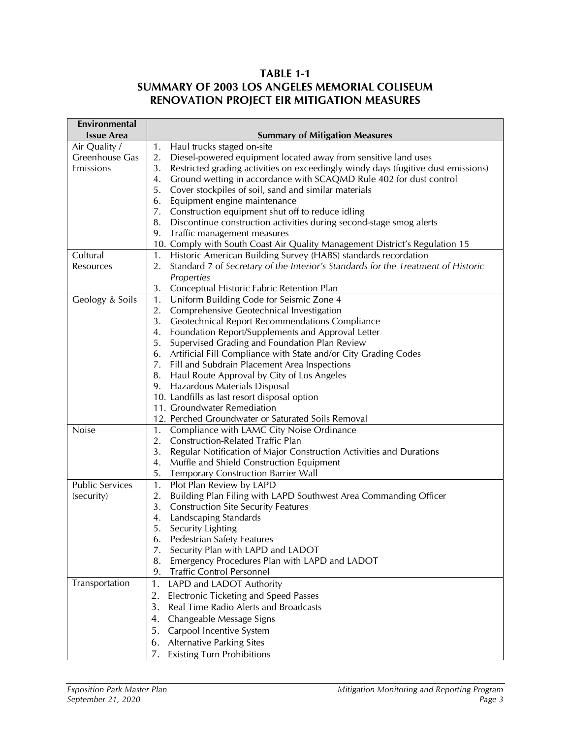**TABLE 1-1**
**SUMMARY OF 2003 LOS ANGELES MEMORIAL COLISEUM RENOVATION PROJECT EIR MITIGATION MEASURES**

| Environmental Issue Area | Summary of Mitigation Measures |
|---|---|
| Air Quality / Greenhouse Gas Emissions | 1. Haul trucks staged on-site<br>2. Diesel-powered equipment located away from sensitive land uses<br>3. Restricted grading activities on exceedingly windy days (fugitive dust emissions)<br>4. Ground wetting in accordance with SCAQMD Rule 402 for dust control<br>5. Cover stockpiles of soil, sand and similar materials<br>6. Equipment engine maintenance<br>7. Construction equipment shut off to reduce idling<br>8. Discontinue construction activities during second-stage smog alerts<br>9. Traffic management measures<br>10. Comply with South Coast Air Quality Management District's Regulation 15 |
| Cultural Resources | 1. Historic American Building Survey (HABS) standards recordation<br>2. Standard 7 of *Secretary of the Interior's Standards for the Treatment of Historic Properties*<br>3. Conceptual Historic Fabric Retention Plan |
| Geology & Soils | 1. Uniform Building Code for Seismic Zone 4<br>2. Comprehensive Geotechnical Investigation<br>3. Geotechnical Report Recommendations Compliance<br>4. Foundation Report/Supplements and Approval Letter<br>5. Supervised Grading and Foundation Plan Review<br>6. Artificial Fill Compliance with State and/or City Grading Codes<br>7. Fill and Subdrain Placement Area Inspections<br>8. Haul Route Approval by City of Los Angeles<br>9. Hazardous Materials Disposal<br>10. Landfills as last resort disposal option<br>11. Groundwater Remediation<br>12. Perched Groundwater or Saturated Soils Removal |
| Noise | 1. Compliance with LAMC City Noise Ordinance<br>2. Construction-Related Traffic Plan<br>3. Regular Notification of Major Construction Activities and Durations<br>4. Muffle and Shield Construction Equipment<br>5. Temporary Construction Barrier Wall |
| Public Services (security) | 1. Plot Plan Review by LAPD<br>2. Building Plan Filing with LAPD Southwest Area Commanding Officer<br>3. Construction Site Security Features<br>4. Landscaping Standards<br>5. Security Lighting<br>6. Pedestrian Safety Features<br>7. Security Plan with LAPD and LADOT<br>8. Emergency Procedures Plan with LAPD and LADOT<br>9. Traffic Control Personnel |
| Transportation | 1. LAPD and LADOT Authority<br>2. Electronic Ticketing and Speed Passes<br>3. Real Time Radio Alerts and Broadcasts<br>4. Changeable Message Signs<br>5. Carpool Incentive System<br>6. Alternative Parking Sites<br>7. Existing Turn Prohibitions |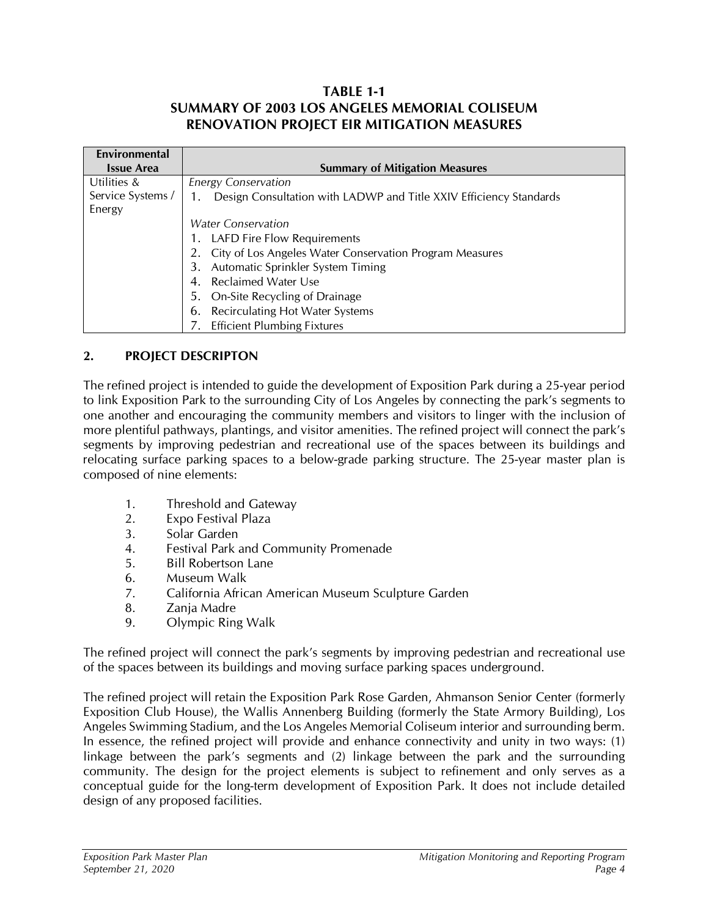**TABLE 1-1**
**SUMMARY OF 2003 LOS ANGELES MEMORIAL COLISEUM RENOVATION PROJECT EIR MITIGATION MEASURES**

| Environmental Issue Area | Summary of Mitigation Measures |
|---|---|
| Utilities & Service Systems / Energy | *Energy Conservation*<br>1. Design Consultation with LADWP and Title XXIV Efficiency Standards<br><br>*Water Conservation*<br>1. LAFD Fire Flow Requirements<br>2. City of Los Angeles Water Conservation Program Measures<br>3. Automatic Sprinkler System Timing<br>4. Reclaimed Water Use<br>5. On-Site Recycling of Drainage<br>6. Recirculating Hot Water Systems<br>7. Efficient Plumbing Fixtures |

## 2. PROJECT DESCRIPTON

The refined project is intended to guide the development of Exposition Park during a 25-year period to link Exposition Park to the surrounding City of Los Angeles by connecting the park's segments to one another and encouraging the community members and visitors to linger with the inclusion of more plentiful pathways, plantings, and visitor amenities. The refined project will connect the park's segments by improving pedestrian and recreational use of the spaces between its buildings and relocating surface parking spaces to a below-grade parking structure. The 25-year master plan is composed of nine elements:

1. Threshold and Gateway
2. Expo Festival Plaza
3. Solar Garden
4. Festival Park and Community Promenade
5. Bill Robertson Lane
6. Museum Walk
7. California African American Museum Sculpture Garden
8. Zanja Madre
9. Olympic Ring Walk

The refined project will connect the park's segments by improving pedestrian and recreational use of the spaces between its buildings and moving surface parking spaces underground.

The refined project will retain the Exposition Park Rose Garden, Ahmanson Senior Center (formerly Exposition Club House), the Wallis Annenberg Building (formerly the State Armory Building), Los Angeles Swimming Stadium, and the Los Angeles Memorial Coliseum interior and surrounding berm. In essence, the refined project will provide and enhance connectivity and unity in two ways: (1) linkage between the park's segments and (2) linkage between the park and the surrounding community. The design for the project elements is subject to refinement and only serves as a conceptual guide for the long-term development of Exposition Park. It does not include detailed design of any proposed facilities.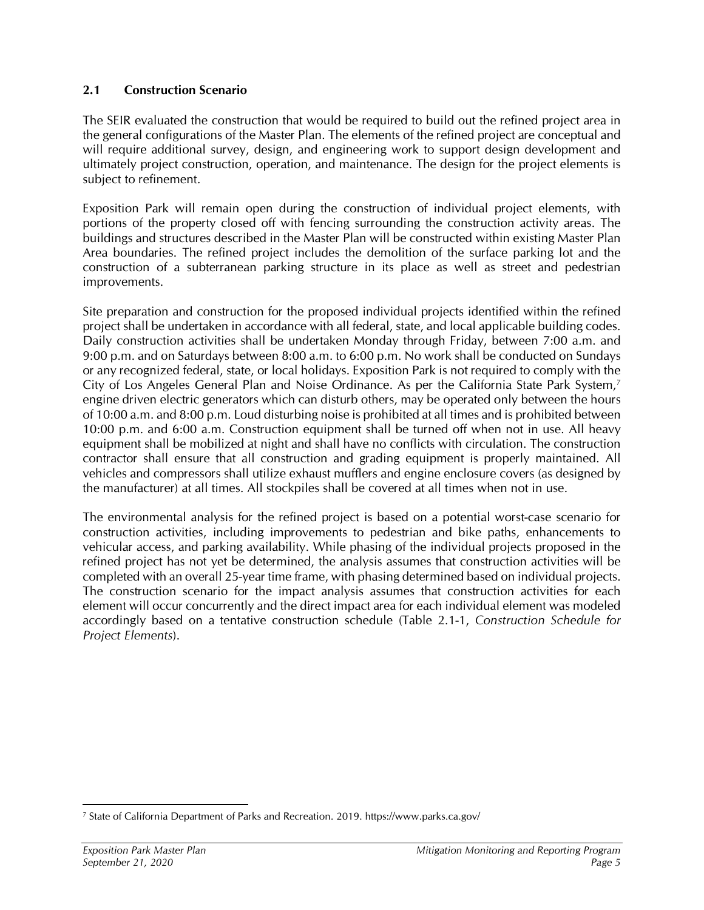### 2.1 Construction Scenario

The SEIR evaluated the construction that would be required to build out the refined project area in the general configurations of the Master Plan. The elements of the refined project are conceptual and will require additional survey, design, and engineering work to support design development and ultimately project construction, operation, and maintenance. The design for the project elements is subject to refinement.

Exposition Park will remain open during the construction of individual project elements, with portions of the property closed off with fencing surrounding the construction activity areas. The buildings and structures described in the Master Plan will be constructed within existing Master Plan Area boundaries. The refined project includes the demolition of the surface parking lot and the construction of a subterranean parking structure in its place as well as street and pedestrian improvements.

Site preparation and construction for the proposed individual projects identified within the refined project shall be undertaken in accordance with all federal, state, and local applicable building codes. Daily construction activities shall be undertaken Monday through Friday, between 7:00 a.m. and 9:00 p.m. and on Saturdays between 8:00 a.m. to 6:00 p.m. No work shall be conducted on Sundays or any recognized federal, state, or local holidays. Exposition Park is not required to comply with the City of Los Angeles General Plan and Noise Ordinance. As per the California State Park System,[7] engine driven electric generators which can disturb others, may be operated only between the hours of 10:00 a.m. and 8:00 p.m. Loud disturbing noise is prohibited at all times and is prohibited between 10:00 p.m. and 6:00 a.m. Construction equipment shall be turned off when not in use. All heavy equipment shall be mobilized at night and shall have no conflicts with circulation. The construction contractor shall ensure that all construction and grading equipment is properly maintained. All vehicles and compressors shall utilize exhaust mufflers and engine enclosure covers (as designed by the manufacturer) at all times. All stockpiles shall be covered at all times when not in use.

The environmental analysis for the refined project is based on a potential worst-case scenario for construction activities, including improvements to pedestrian and bike paths, enhancements to vehicular access, and parking availability. While phasing of the individual projects proposed in the refined project has not yet be determined, the analysis assumes that construction activities will be completed with an overall 25-year time frame, with phasing determined based on individual projects. The construction scenario for the impact analysis assumes that construction activities for each element will occur concurrently and the direct impact area for each individual element was modeled accordingly based on a tentative construction schedule (Table 2.1-1, *Construction Schedule for Project Elements*).

---

[7] State of California Department of Parks and Recreation. 2019. https://www.parks.ca.gov/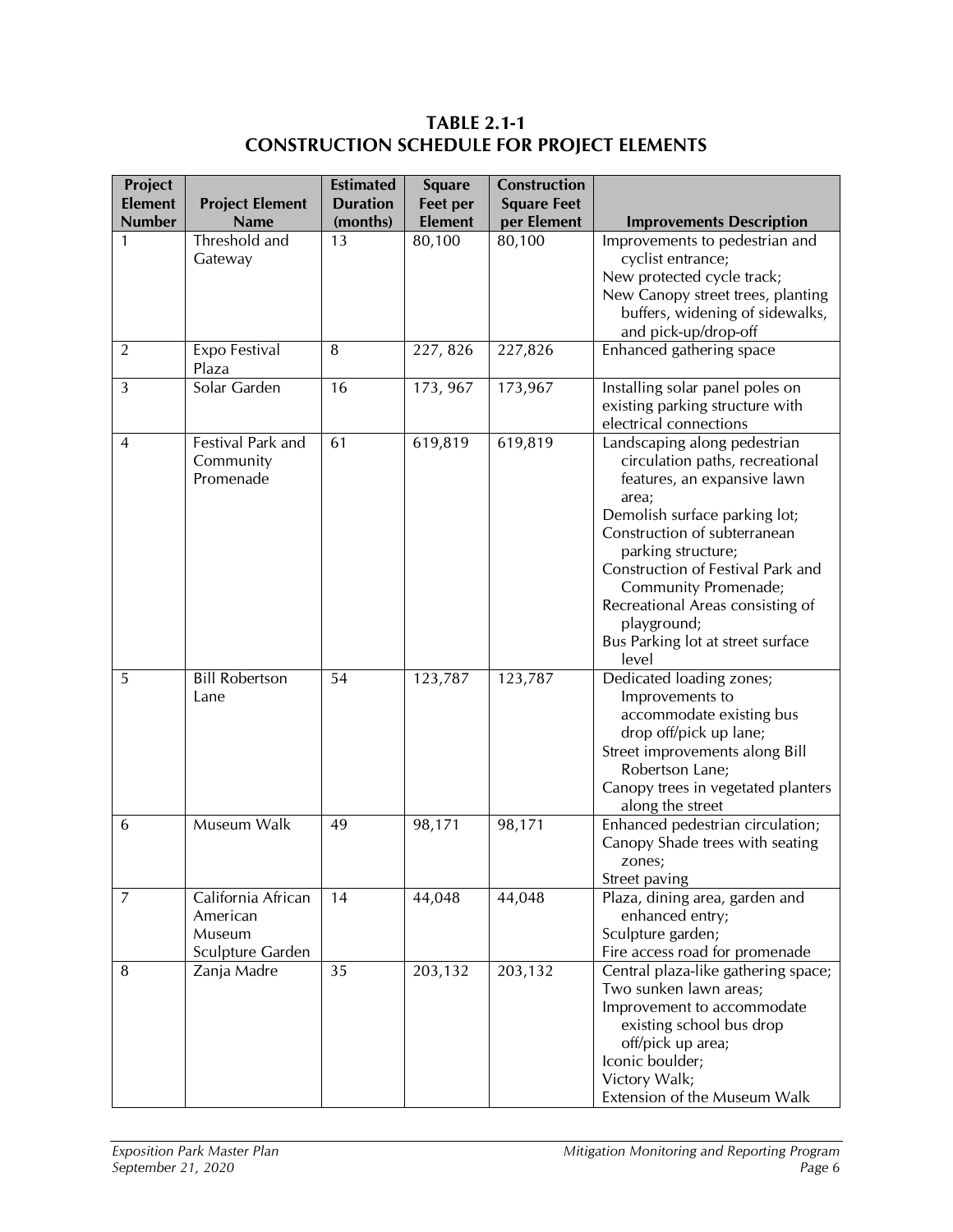**TABLE 2.1-1**
**CONSTRUCTION SCHEDULE FOR PROJECT ELEMENTS**

| Project Element Number | Project Element Name | Estimated Duration (months) | Square Feet per Element | Construction Square Feet per Element | Improvements Description |
|---|---|---|---|---|---|
| 1 | Threshold and Gateway | 13 | 80,100 | 80,100 | Improvements to pedestrian and cyclist entrance;<br>New protected cycle track;<br>New Canopy street trees, planting buffers, widening of sidewalks, and pick-up/drop-off |
| 2 | Expo Festival Plaza | 8 | 227, 826 | 227,826 | Enhanced gathering space |
| 3 | Solar Garden | 16 | 173, 967 | 173,967 | Installing solar panel poles on existing parking structure with electrical connections |
| 4 | Festival Park and Community Promenade | 61 | 619,819 | 619,819 | Landscaping along pedestrian circulation paths, recreational features, an expansive lawn area;<br>Demolish surface parking lot;<br>Construction of subterranean parking structure;<br>Construction of Festival Park and Community Promenade;<br>Recreational Areas consisting of playground;<br>Bus Parking lot at street surface level |
| 5 | Bill Robertson Lane | 54 | 123,787 | 123,787 | Dedicated loading zones;<br>Improvements to accommodate existing bus drop off/pick up lane;<br>Street improvements along Bill Robertson Lane;<br>Canopy trees in vegetated planters along the street |
| 6 | Museum Walk | 49 | 98,171 | 98,171 | Enhanced pedestrian circulation;<br>Canopy Shade trees with seating zones;<br>Street paving |
| 7 | California African American Museum Sculpture Garden | 14 | 44,048 | 44,048 | Plaza, dining area, garden and enhanced entry;<br>Sculpture garden;<br>Fire access road for promenade |
| 8 | Zanja Madre | 35 | 203,132 | 203,132 | Central plaza-like gathering space;<br>Two sunken lawn areas;<br>Improvement to accommodate existing school bus drop off/pick up area;<br>Iconic boulder;<br>Victory Walk;<br>Extension of the Museum Walk |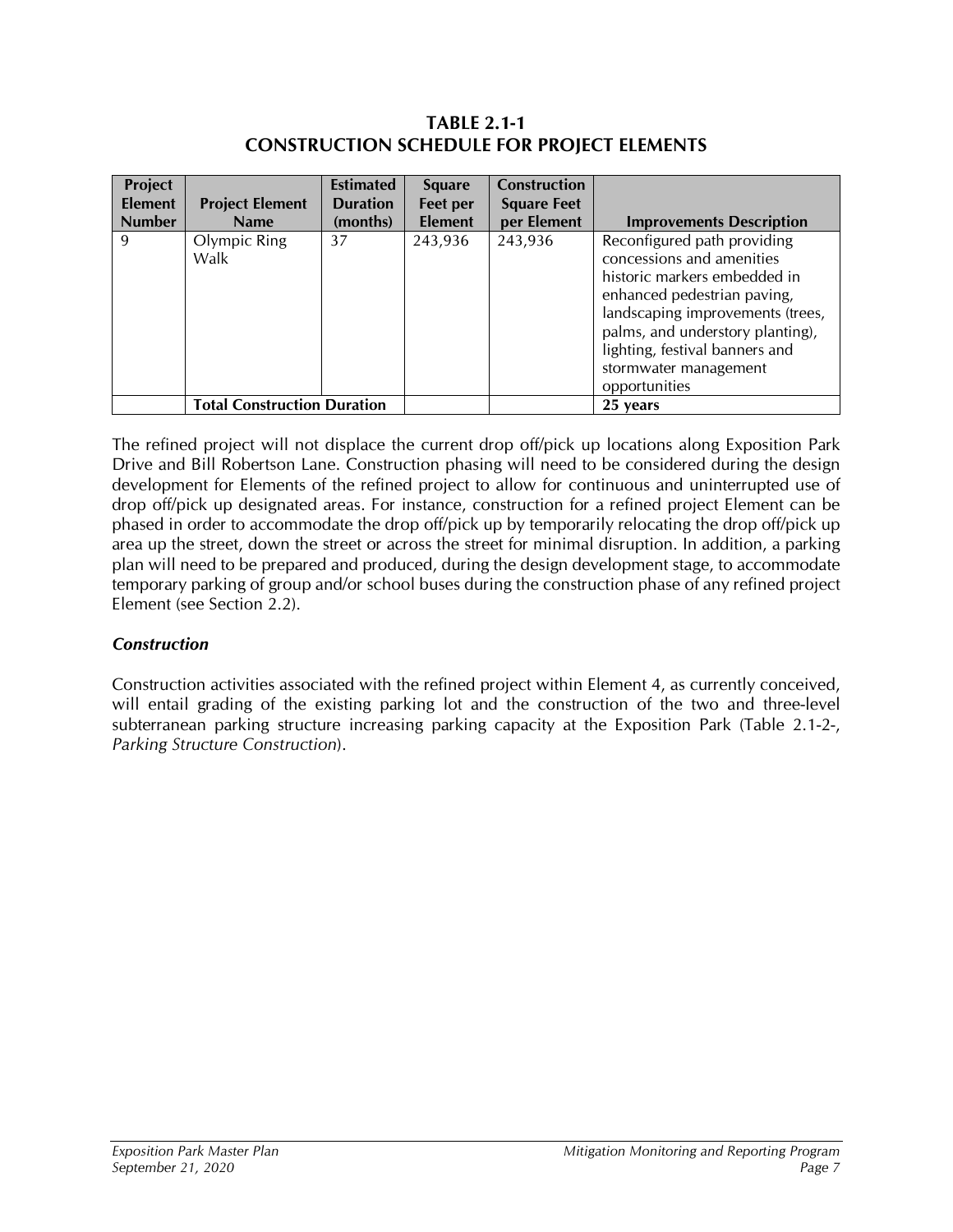**TABLE 2.1-1**
**CONSTRUCTION SCHEDULE FOR PROJECT ELEMENTS**

| Project Element Number | Project Element Name | Estimated Duration (months) | Square Feet per Element | Construction Square Feet per Element | Improvements Description |
|---|---|---|---|---|---|
| 9 | Olympic Ring Walk | 37 | 243,936 | 243,936 | Reconfigured path providing concessions and amenities historic markers embedded in enhanced pedestrian paving, landscaping improvements (trees, palms, and understory planting), lighting, festival banners and stormwater management opportunities |
| | **Total Construction Duration** | | | | **25 years** |

The refined project will not displace the current drop off/pick up locations along Exposition Park Drive and Bill Robertson Lane. Construction phasing will need to be considered during the design development for Elements of the refined project to allow for continuous and uninterrupted use of drop off/pick up designated areas. For instance, construction for a refined project Element can be phased in order to accommodate the drop off/pick up by temporarily relocating the drop off/pick up area up the street, down the street or across the street for minimal disruption. In addition, a parking plan will need to be prepared and produced, during the design development stage, to accommodate temporary parking of group and/or school buses during the construction phase of any refined project Element (see Section 2.2).

### *Construction*

Construction activities associated with the refined project within Element 4, as currently conceived, will entail grading of the existing parking lot and the construction of the two and three-level subterranean parking structure increasing parking capacity at the Exposition Park (Table 2.1-2-, *Parking Structure Construction*).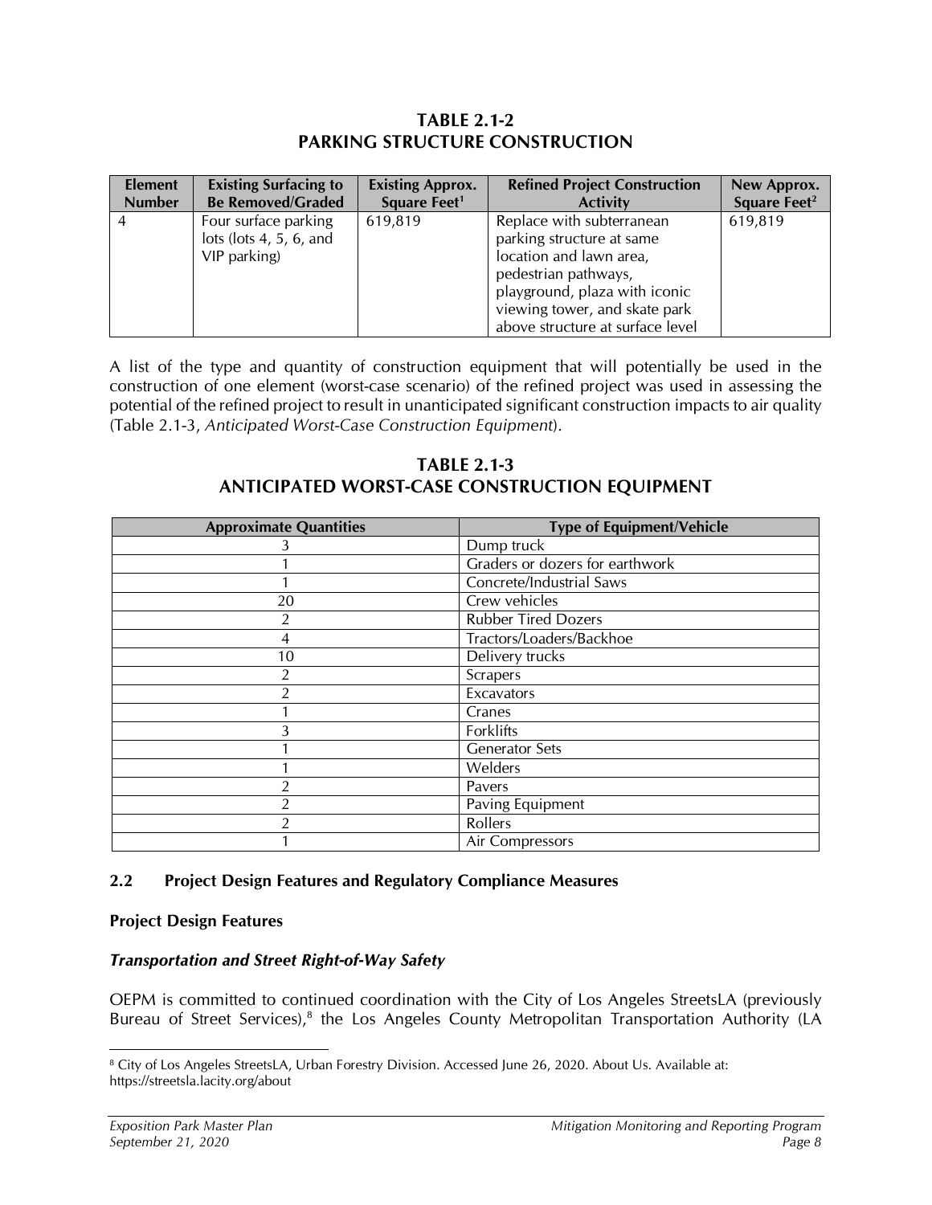**TABLE 2.1-2**
**PARKING STRUCTURE CONSTRUCTION**

| Element Number | Existing Surfacing to Be Removed/Graded | Existing Approx. Square Feet[1] | Refined Project Construction Activity | New Approx. Square Feet[2] |
|---|---|---|---|---|
| 4 | Four surface parking lots (lots 4, 5, 6, and VIP parking) | 619,819 | Replace with subterranean parking structure at same location and lawn area, pedestrian pathways, playground, plaza with iconic viewing tower, and skate park above structure at surface level | 619,819 |

A list of the type and quantity of construction equipment that will potentially be used in the construction of one element (worst-case scenario) of the refined project was used in assessing the potential of the refined project to result in unanticipated significant construction impacts to air quality (Table 2.1-3, *Anticipated Worst-Case Construction Equipment*).

**TABLE 2.1-3**
**ANTICIPATED WORST-CASE CONSTRUCTION EQUIPMENT**

| Approximate Quantities | Type of Equipment/Vehicle |
|---|---|
| 3 | Dump truck |
| 1 | Graders or dozers for earthwork |
| 1 | Concrete/Industrial Saws |
| 20 | Crew vehicles |
| 2 | Rubber Tired Dozers |
| 4 | Tractors/Loaders/Backhoe |
| 10 | Delivery trucks |
| 2 | Scrapers |
| 2 | Excavators |
| 1 | Cranes |
| 3 | Forklifts |
| 1 | Generator Sets |
| 1 | Welders |
| 2 | Pavers |
| 2 | Paving Equipment |
| 2 | Rollers |
| 1 | Air Compressors |

## 2.2 Project Design Features and Regulatory Compliance Measures

### Project Design Features

#### *Transportation and Street Right-of-Way Safety*

OEPM is committed to continued coordination with the City of Los Angeles StreetsLA (previously Bureau of Street Services),[8] the Los Angeles County Metropolitan Transportation Authority (LA

[8] City of Los Angeles StreetsLA, Urban Forestry Division. Accessed June 26, 2020. About Us. Available at: https://streetsla.lacity.org/about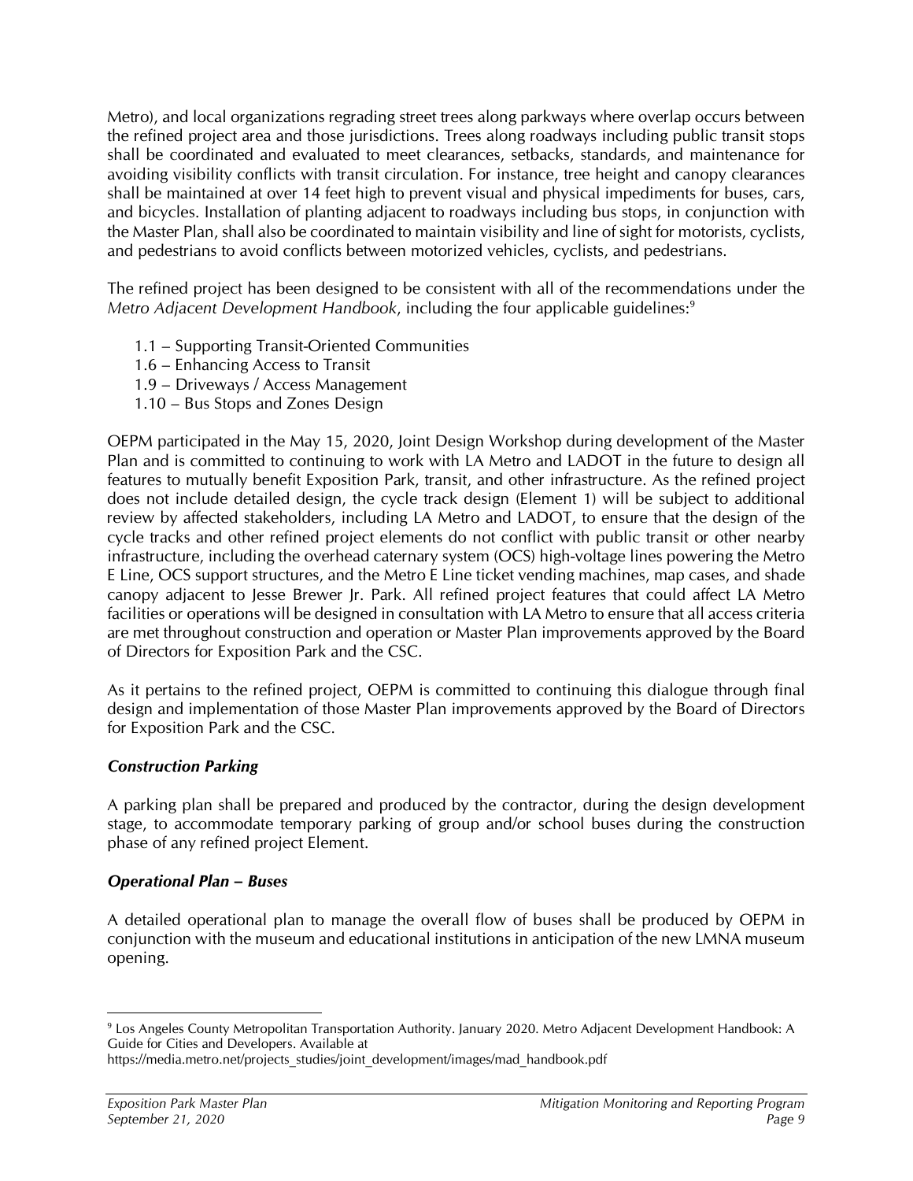Metro), and local organizations regrading street trees along parkways where overlap occurs between the refined project area and those jurisdictions. Trees along roadways including public transit stops shall be coordinated and evaluated to meet clearances, setbacks, standards, and maintenance for avoiding visibility conflicts with transit circulation. For instance, tree height and canopy clearances shall be maintained at over 14 feet high to prevent visual and physical impediments for buses, cars, and bicycles. Installation of planting adjacent to roadways including bus stops, in conjunction with the Master Plan, shall also be coordinated to maintain visibility and line of sight for motorists, cyclists, and pedestrians to avoid conflicts between motorized vehicles, cyclists, and pedestrians.

The refined project has been designed to be consistent with all of the recommendations under the *Metro Adjacent Development Handbook*, including the four applicable guidelines:[9]

- 1.1 – Supporting Transit-Oriented Communities
- 1.6 – Enhancing Access to Transit
- 1.9 – Driveways / Access Management
- 1.10 – Bus Stops and Zones Design

OEPM participated in the May 15, 2020, Joint Design Workshop during development of the Master Plan and is committed to continuing to work with LA Metro and LADOT in the future to design all features to mutually benefit Exposition Park, transit, and other infrastructure. As the refined project does not include detailed design, the cycle track design (Element 1) will be subject to additional review by affected stakeholders, including LA Metro and LADOT, to ensure that the design of the cycle tracks and other refined project elements do not conflict with public transit or other nearby infrastructure, including the overhead caternary system (OCS) high-voltage lines powering the Metro E Line, OCS support structures, and the Metro E Line ticket vending machines, map cases, and shade canopy adjacent to Jesse Brewer Jr. Park. All refined project features that could affect LA Metro facilities or operations will be designed in consultation with LA Metro to ensure that all access criteria are met throughout construction and operation or Master Plan improvements approved by the Board of Directors for Exposition Park and the CSC.

As it pertains to the refined project, OEPM is committed to continuing this dialogue through final design and implementation of those Master Plan improvements approved by the Board of Directors for Exposition Park and the CSC.

***Construction Parking***

A parking plan shall be prepared and produced by the contractor, during the design development stage, to accommodate temporary parking of group and/or school buses during the construction phase of any refined project Element.

***Operational Plan – Buses***

A detailed operational plan to manage the overall flow of buses shall be produced by OEPM in conjunction with the museum and educational institutions in anticipation of the new LMNA museum opening.

---

[9] Los Angeles County Metropolitan Transportation Authority. January 2020. Metro Adjacent Development Handbook: A Guide for Cities and Developers. Available at https://media.metro.net/projects_studies/joint_development/images/mad_handbook.pdf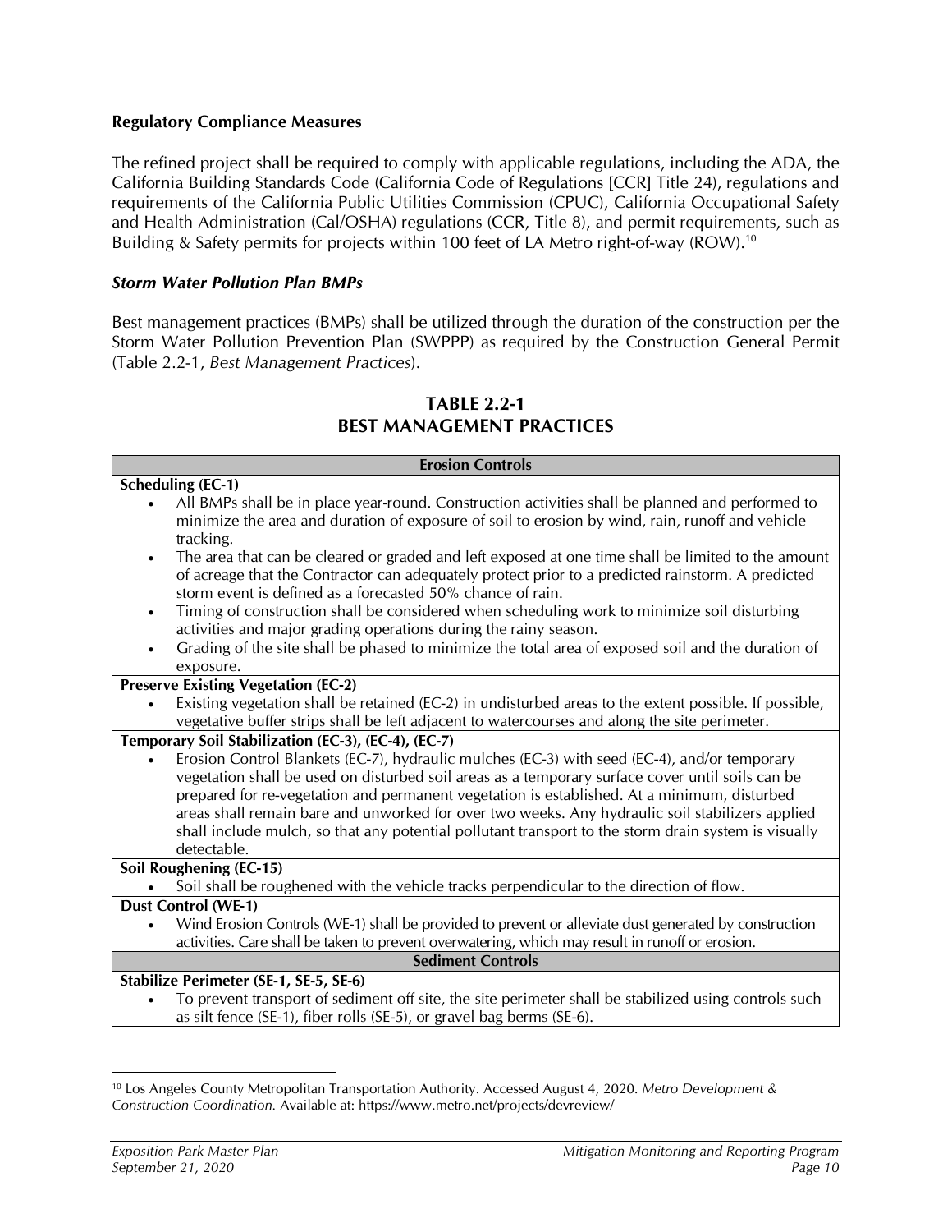**Regulatory Compliance Measures**

The refined project shall be required to comply with applicable regulations, including the ADA, the California Building Standards Code (California Code of Regulations [CCR] Title 24), regulations and requirements of the California Public Utilities Commission (CPUC), California Occupational Safety and Health Administration (Cal/OSHA) regulations (CCR, Title 8), and permit requirements, such as Building & Safety permits for projects within 100 feet of LA Metro right-of-way (ROW).[10]

***Storm Water Pollution Plan BMPs***

Best management practices (BMPs) shall be utilized through the duration of the construction per the Storm Water Pollution Prevention Plan (SWPPP) as required by the Construction General Permit (Table 2.2-1, *Best Management Practices*).

**TABLE 2.2-1**
**BEST MANAGEMENT PRACTICES**

| Erosion Controls |
|---|
| **Scheduling (EC-1)**<br>• All BMPs shall be in place year-round. Construction activities shall be planned and performed to minimize the area and duration of exposure of soil to erosion by wind, rain, runoff and vehicle tracking.<br>• The area that can be cleared or graded and left exposed at one time shall be limited to the amount of acreage that the Contractor can adequately protect prior to a predicted rainstorm. A predicted storm event is defined as a forecasted 50% chance of rain.<br>• Timing of construction shall be considered when scheduling work to minimize soil disturbing activities and major grading operations during the rainy season.<br>• Grading of the site shall be phased to minimize the total area of exposed soil and the duration of exposure. |
| **Preserve Existing Vegetation (EC-2)**<br>• Existing vegetation shall be retained (EC-2) in undisturbed areas to the extent possible. If possible, vegetative buffer strips shall be left adjacent to watercourses and along the site perimeter. |
| **Temporary Soil Stabilization (EC-3), (EC-4), (EC-7)**<br>• Erosion Control Blankets (EC-7), hydraulic mulches (EC-3) with seed (EC-4), and/or temporary vegetation shall be used on disturbed soil areas as a temporary surface cover until soils can be prepared for re-vegetation and permanent vegetation is established. At a minimum, disturbed areas shall remain bare and unworked for over two weeks. Any hydraulic soil stabilizers applied shall include mulch, so that any potential pollutant transport to the storm drain system is visually detectable. |
| **Soil Roughening (EC-15)**<br>• Soil shall be roughened with the vehicle tracks perpendicular to the direction of flow. |
| **Dust Control (WE-1)**<br>• Wind Erosion Controls (WE-1) shall be provided to prevent or alleviate dust generated by construction activities. Care shall be taken to prevent overwatering, which may result in runoff or erosion. |
| **Sediment Controls** |
| **Stabilize Perimeter (SE-1, SE-5, SE-6)**<br>• To prevent transport of sediment off site, the site perimeter shall be stabilized using controls such as silt fence (SE-1), fiber rolls (SE-5), or gravel bag berms (SE-6). |

[10] Los Angeles County Metropolitan Transportation Authority. Accessed August 4, 2020. *Metro Development & Construction Coordination.* Available at: https://www.metro.net/projects/devreview/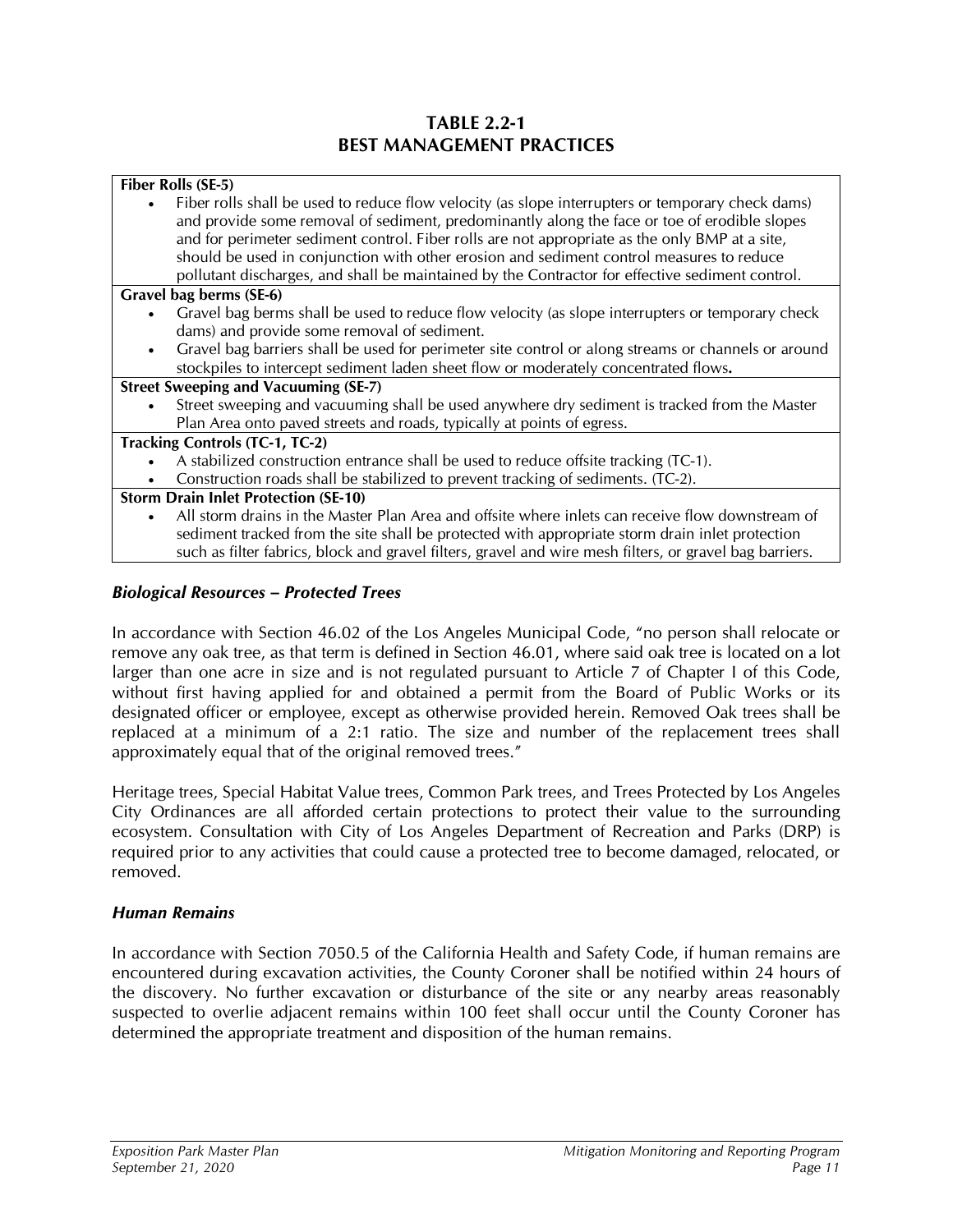## TABLE 2.2-1
## BEST MANAGEMENT PRACTICES

| Fiber Rolls (SE-5) |
| --- |
| • Fiber rolls shall be used to reduce flow velocity (as slope interrupters or temporary check dams) and provide some removal of sediment, predominantly along the face or toe of erodible slopes and for perimeter sediment control. Fiber rolls are not appropriate as the only BMP at a site, should be used in conjunction with other erosion and sediment control measures to reduce pollutant discharges, and shall be maintained by the Contractor for effective sediment control. |
| **Gravel bag berms (SE-6)** |
| • Gravel bag berms shall be used to reduce flow velocity (as slope interrupters or temporary check dams) and provide some removal of sediment. • Gravel bag barriers shall be used for perimeter site control or along streams or channels or around stockpiles to intercept sediment laden sheet flow or moderately concentrated flows**.** |
| **Street Sweeping and Vacuuming (SE-7)** |
| • Street sweeping and vacuuming shall be used anywhere dry sediment is tracked from the Master Plan Area onto paved streets and roads, typically at points of egress. |
| **Tracking Controls (TC-1, TC-2)** |
| • A stabilized construction entrance shall be used to reduce offsite tracking (TC-1). • Construction roads shall be stabilized to prevent tracking of sediments. (TC-2). |
| **Storm Drain Inlet Protection (SE-10)** |
| • All storm drains in the Master Plan Area and offsite where inlets can receive flow downstream of sediment tracked from the site shall be protected with appropriate storm drain inlet protection such as filter fabrics, block and gravel filters, gravel and wire mesh filters, or gravel bag barriers. |

### *Biological Resources – Protected Trees*

In accordance with Section 46.02 of the Los Angeles Municipal Code, "no person shall relocate or remove any oak tree, as that term is defined in Section 46.01, where said oak tree is located on a lot larger than one acre in size and is not regulated pursuant to Article 7 of Chapter I of this Code, without first having applied for and obtained a permit from the Board of Public Works or its designated officer or employee, except as otherwise provided herein. Removed Oak trees shall be replaced at a minimum of a 2:1 ratio. The size and number of the replacement trees shall approximately equal that of the original removed trees."

Heritage trees, Special Habitat Value trees, Common Park trees, and Trees Protected by Los Angeles City Ordinances are all afforded certain protections to protect their value to the surrounding ecosystem. Consultation with City of Los Angeles Department of Recreation and Parks (DRP) is required prior to any activities that could cause a protected tree to become damaged, relocated, or removed.

### *Human Remains*

In accordance with Section 7050.5 of the California Health and Safety Code, if human remains are encountered during excavation activities, the County Coroner shall be notified within 24 hours of the discovery. No further excavation or disturbance of the site or any nearby areas reasonably suspected to overlie adjacent remains within 100 feet shall occur until the County Coroner has determined the appropriate treatment and disposition of the human remains.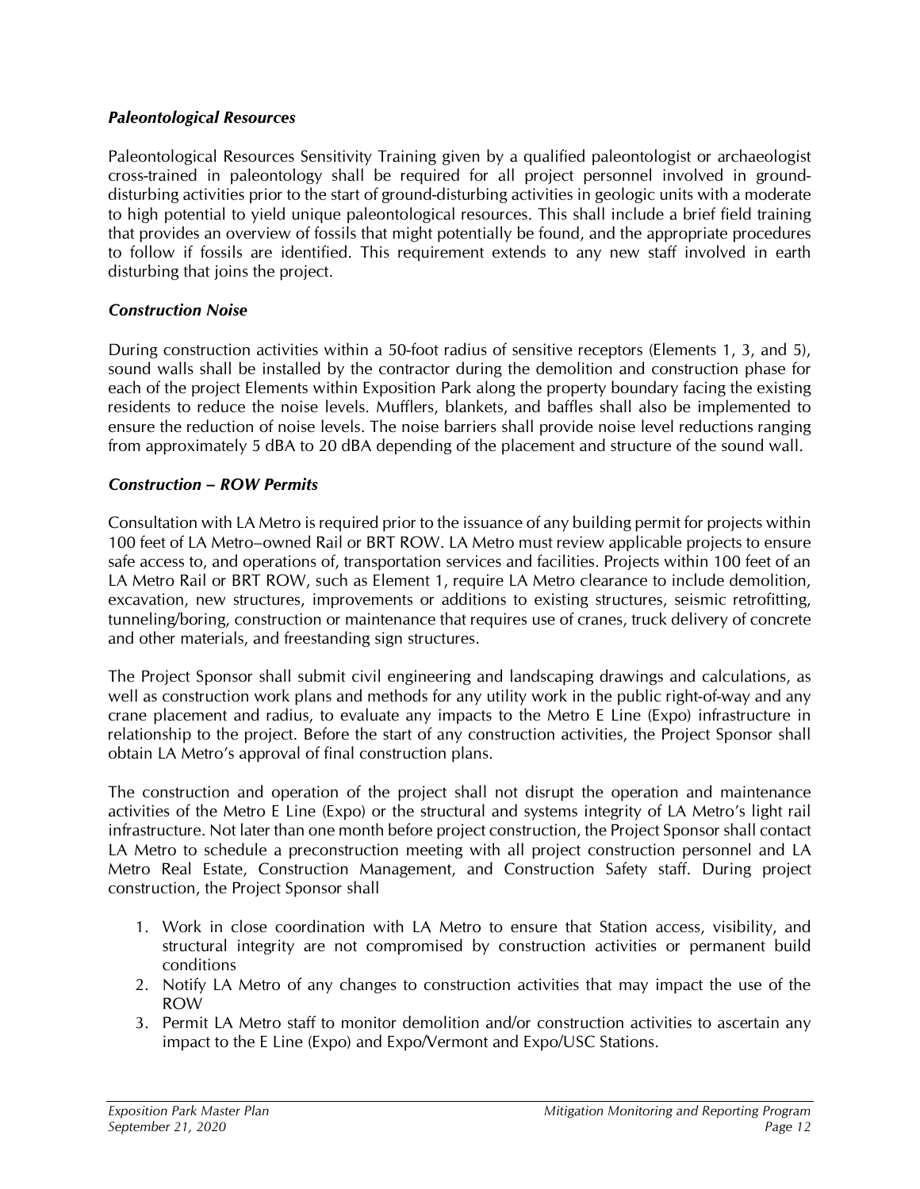### *Paleontological Resources*

Paleontological Resources Sensitivity Training given by a qualified paleontologist or archaeologist cross-trained in paleontology shall be required for all project personnel involved in ground-disturbing activities prior to the start of ground-disturbing activities in geologic units with a moderate to high potential to yield unique paleontological resources. This shall include a brief field training that provides an overview of fossils that might potentially be found, and the appropriate procedures to follow if fossils are identified. This requirement extends to any new staff involved in earth disturbing that joins the project.

### *Construction Noise*

During construction activities within a 50-foot radius of sensitive receptors (Elements 1, 3, and 5), sound walls shall be installed by the contractor during the demolition and construction phase for each of the project Elements within Exposition Park along the property boundary facing the existing residents to reduce the noise levels. Mufflers, blankets, and baffles shall also be implemented to ensure the reduction of noise levels. The noise barriers shall provide noise level reductions ranging from approximately 5 dBA to 20 dBA depending of the placement and structure of the sound wall.

### *Construction – ROW Permits*

Consultation with LA Metro is required prior to the issuance of any building permit for projects within 100 feet of LA Metro–owned Rail or BRT ROW. LA Metro must review applicable projects to ensure safe access to, and operations of, transportation services and facilities. Projects within 100 feet of an LA Metro Rail or BRT ROW, such as Element 1, require LA Metro clearance to include demolition, excavation, new structures, improvements or additions to existing structures, seismic retrofitting, tunneling/boring, construction or maintenance that requires use of cranes, truck delivery of concrete and other materials, and freestanding sign structures.

The Project Sponsor shall submit civil engineering and landscaping drawings and calculations, as well as construction work plans and methods for any utility work in the public right-of-way and any crane placement and radius, to evaluate any impacts to the Metro E Line (Expo) infrastructure in relationship to the project. Before the start of any construction activities, the Project Sponsor shall obtain LA Metro's approval of final construction plans.

The construction and operation of the project shall not disrupt the operation and maintenance activities of the Metro E Line (Expo) or the structural and systems integrity of LA Metro's light rail infrastructure. Not later than one month before project construction, the Project Sponsor shall contact LA Metro to schedule a preconstruction meeting with all project construction personnel and LA Metro Real Estate, Construction Management, and Construction Safety staff. During project construction, the Project Sponsor shall

1. Work in close coordination with LA Metro to ensure that Station access, visibility, and structural integrity are not compromised by construction activities or permanent build conditions
2. Notify LA Metro of any changes to construction activities that may impact the use of the ROW
3. Permit LA Metro staff to monitor demolition and/or construction activities to ascertain any impact to the E Line (Expo) and Expo/Vermont and Expo/USC Stations.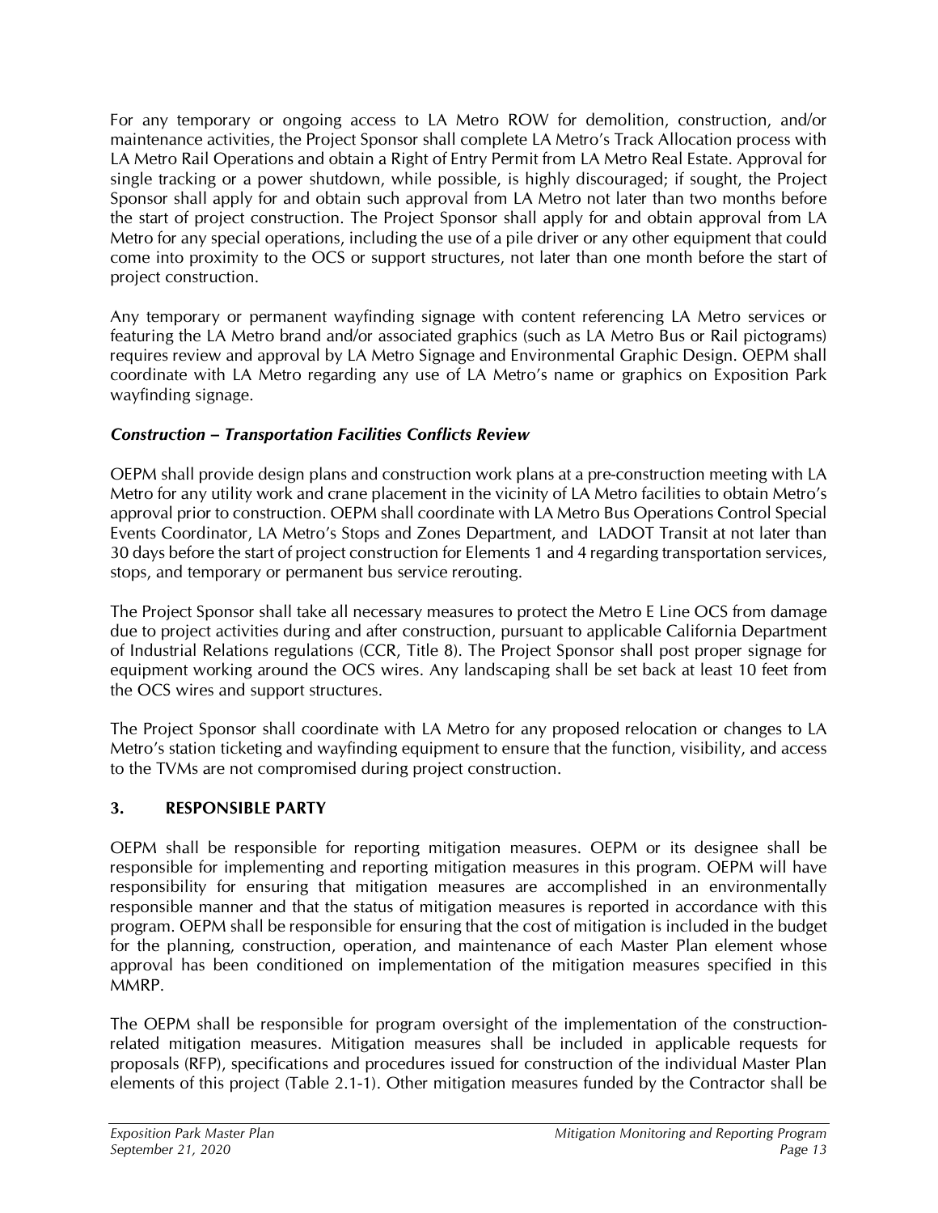For any temporary or ongoing access to LA Metro ROW for demolition, construction, and/or maintenance activities, the Project Sponsor shall complete LA Metro's Track Allocation process with LA Metro Rail Operations and obtain a Right of Entry Permit from LA Metro Real Estate. Approval for single tracking or a power shutdown, while possible, is highly discouraged; if sought, the Project Sponsor shall apply for and obtain such approval from LA Metro not later than two months before the start of project construction. The Project Sponsor shall apply for and obtain approval from LA Metro for any special operations, including the use of a pile driver or any other equipment that could come into proximity to the OCS or support structures, not later than one month before the start of project construction.

Any temporary or permanent wayfinding signage with content referencing LA Metro services or featuring the LA Metro brand and/or associated graphics (such as LA Metro Bus or Rail pictograms) requires review and approval by LA Metro Signage and Environmental Graphic Design. OEPM shall coordinate with LA Metro regarding any use of LA Metro's name or graphics on Exposition Park wayfinding signage.

***Construction – Transportation Facilities Conflicts Review***

OEPM shall provide design plans and construction work plans at a pre-construction meeting with LA Metro for any utility work and crane placement in the vicinity of LA Metro facilities to obtain Metro's approval prior to construction. OEPM shall coordinate with LA Metro Bus Operations Control Special Events Coordinator, LA Metro's Stops and Zones Department, and LADOT Transit at not later than 30 days before the start of project construction for Elements 1 and 4 regarding transportation services, stops, and temporary or permanent bus service rerouting.

The Project Sponsor shall take all necessary measures to protect the Metro E Line OCS from damage due to project activities during and after construction, pursuant to applicable California Department of Industrial Relations regulations (CCR, Title 8). The Project Sponsor shall post proper signage for equipment working around the OCS wires. Any landscaping shall be set back at least 10 feet from the OCS wires and support structures.

The Project Sponsor shall coordinate with LA Metro for any proposed relocation or changes to LA Metro's station ticketing and wayfinding equipment to ensure that the function, visibility, and access to the TVMs are not compromised during project construction.

## 3. RESPONSIBLE PARTY

OEPM shall be responsible for reporting mitigation measures. OEPM or its designee shall be responsible for implementing and reporting mitigation measures in this program. OEPM will have responsibility for ensuring that mitigation measures are accomplished in an environmentally responsible manner and that the status of mitigation measures is reported in accordance with this program. OEPM shall be responsible for ensuring that the cost of mitigation is included in the budget for the planning, construction, operation, and maintenance of each Master Plan element whose approval has been conditioned on implementation of the mitigation measures specified in this MMRP.

The OEPM shall be responsible for program oversight of the implementation of the construction-related mitigation measures. Mitigation measures shall be included in applicable requests for proposals (RFP), specifications and procedures issued for construction of the individual Master Plan elements of this project (Table 2.1-1). Other mitigation measures funded by the Contractor shall be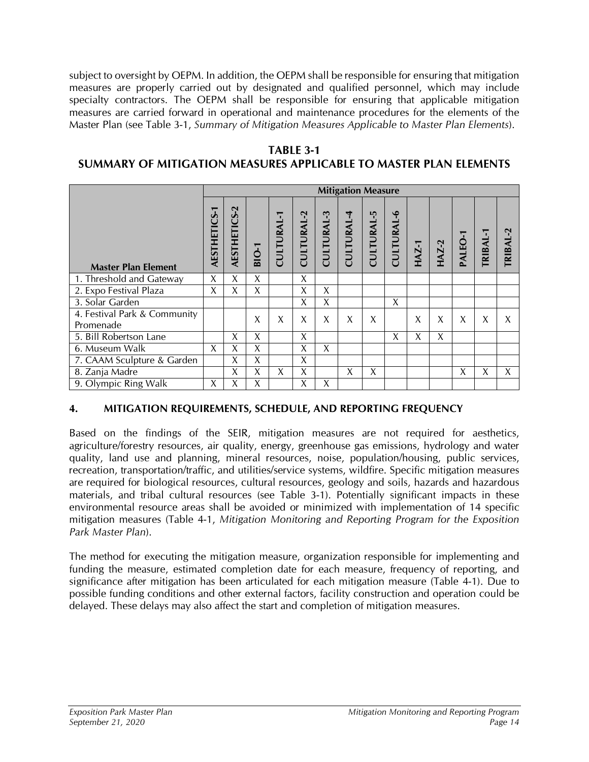subject to oversight by OEPM. In addition, the OEPM shall be responsible for ensuring that mitigation measures are properly carried out by designated and qualified personnel, which may include specialty contractors. The OEPM shall be responsible for ensuring that applicable mitigation measures are carried forward in operational and maintenance procedures for the elements of the Master Plan (see Table 3-1, *Summary of Mitigation Measures Applicable to Master Plan Elements*).

**TABLE 3-1**
**SUMMARY OF MITIGATION MEASURES APPLICABLE TO MASTER PLAN ELEMENTS**

| | Mitigation Measure | | | | | | | | | | | | | |
|---|---|---|---|---|---|---|---|---|---|---|---|---|---|---|
| **Master Plan Element** | **AESTHETICS-1** | **AESTHETICS-2** | **BIO-1** | **CULTURAL-1** | **CULTURAL-2** | **CULTURAL-3** | **CULTURAL-4** | **CULTURAL-5** | **CULTURAL-6** | **HAZ-1** | **HAZ-2** | **PALEO-1** | **TRIBAL-1** | **TRIBAL-2** |
| 1. Threshold and Gateway | X | X | X | | X | | | | | | | | | |
| 2. Expo Festival Plaza | X | X | X | | X | X | | | | | | | | |
| 3. Solar Garden | | | | | X | X | | | X | | | | | |
| 4. Festival Park & Community Promenade | | | X | X | X | X | X | X | | X | X | X | X | X |
| 5. Bill Robertson Lane | | X | X | | X | | | | X | X | X | | | |
| 6. Museum Walk | X | X | X | | X | X | | | | | | | | |
| 7. CAAM Sculpture & Garden | | X | X | | X | | | | | | | | | |
| 8. Zanja Madre | | X | X | X | X | | X | X | | | | X | X | X |
| 9. Olympic Ring Walk | X | X | X | | X | X | | | | | | | | |

## 4. MITIGATION REQUIREMENTS, SCHEDULE, AND REPORTING FREQUENCY

Based on the findings of the SEIR, mitigation measures are not required for aesthetics, agriculture/forestry resources, air quality, energy, greenhouse gas emissions, hydrology and water quality, land use and planning, mineral resources, noise, population/housing, public services, recreation, transportation/traffic, and utilities/service systems, wildfire. Specific mitigation measures are required for biological resources, cultural resources, geology and soils, hazards and hazardous materials, and tribal cultural resources (see Table 3-1). Potentially significant impacts in these environmental resource areas shall be avoided or minimized with implementation of 14 specific mitigation measures (Table 4-1, *Mitigation Monitoring and Reporting Program for the Exposition Park Master Plan*).

The method for executing the mitigation measure, organization responsible for implementing and funding the measure, estimated completion date for each measure, frequency of reporting, and significance after mitigation has been articulated for each mitigation measure (Table 4-1). Due to possible funding conditions and other external factors, facility construction and operation could be delayed. These delays may also affect the start and completion of mitigation measures.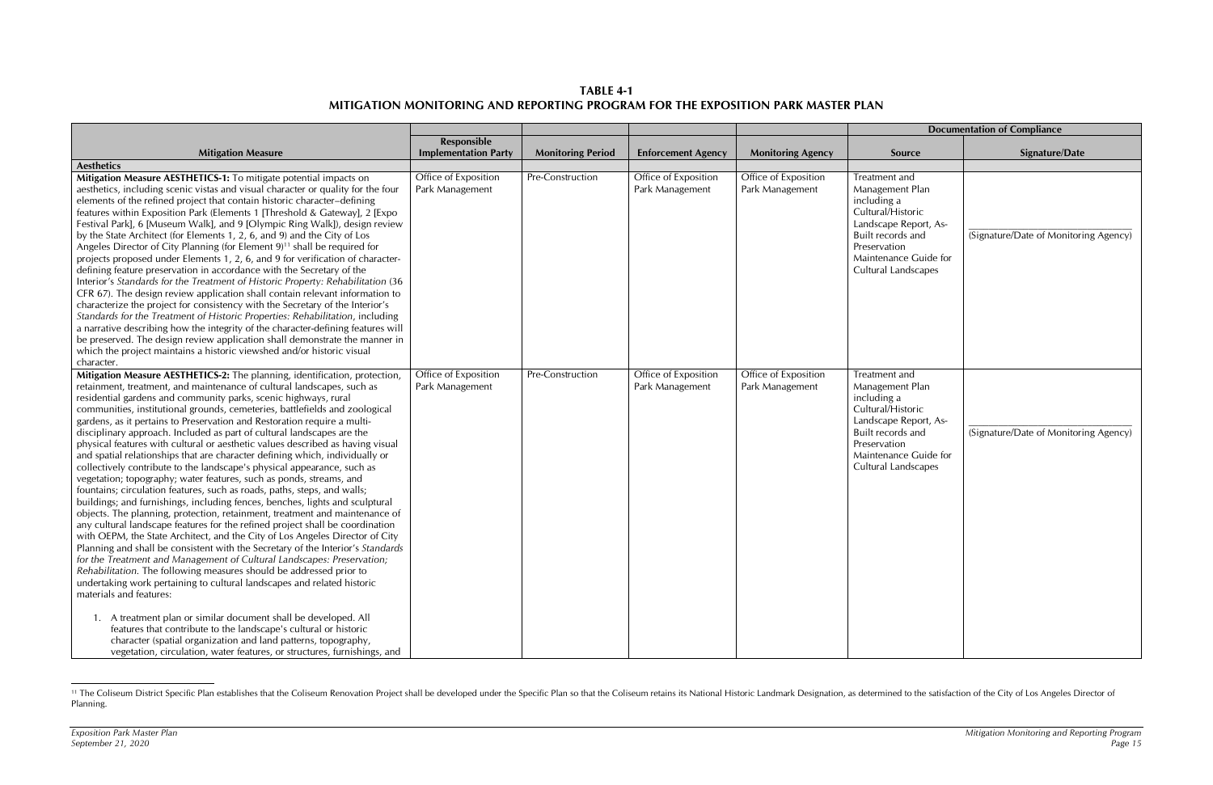**TABLE 4-1**
**MITIGATION MONITORING AND REPORTING PROGRAM FOR THE EXPOSITION PARK MASTER PLAN**

| Mitigation Measure | Responsible Implementation Party | Monitoring Period | Enforcement Agency | Monitoring Agency | Documentation of Compliance | |
|---|---|---|---|---|---|---|
| | | | | | **Source** | **Signature/Date** |
| **Aesthetics** | | | | | | |
| **Mitigation Measure AESTHETICS-1:** To mitigate potential impacts on aesthetics, including scenic vistas and visual character or quality for the four elements of the refined project that contain historic character–defining features within Exposition Park (Elements 1 [Threshold & Gateway], 2 [Expo Festival Park], 6 [Museum Walk], and 9 [Olympic Ring Walk]), design review by the State Architect (for Elements 1, 2, 6, and 9) and the City of Los Angeles Director of City Planning (for Element 9)[11] shall be required for projects proposed under Elements 1, 2, 6, and 9 for verification of character-defining feature preservation in accordance with the Secretary of the Interior's *Standards for the Treatment of Historic Property: Rehabilitation* (36 CFR 67). The design review application shall contain relevant information to characterize the project for consistency with the Secretary of the Interior's *Standards for the Treatment of Historic Properties: Rehabilitation*, including a narrative describing how the integrity of the character-defining features will be preserved. The design review application shall demonstrate the manner in which the project maintains a historic viewshed and/or historic visual character. | Office of Exposition Park Management | Pre-Construction | Office of Exposition Park Management | Office of Exposition Park Management | Treatment and Management Plan including a Cultural/Historic Landscape Report, As-Built records and Preservation Maintenance Guide for Cultural Landscapes | (Signature/Date of Monitoring Agency) |
| **Mitigation Measure AESTHETICS-2:** The planning, identification, protection, retainment, treatment, and maintenance of cultural landscapes, such as residential gardens and community parks, scenic highways, rural communities, institutional grounds, cemeteries, battlefields and zoological gardens, as it pertains to Preservation and Restoration require a multi-disciplinary approach. Included as part of cultural landscapes are the physical features with cultural or aesthetic values described as having visual and spatial relationships that are character defining which, individually or collectively contribute to the landscape's physical appearance, such as vegetation; topography; water features, such as ponds, streams, and fountains; circulation features, such as roads, paths, steps, and walls; buildings; and furnishings, including fences, benches, lights and sculptural objects. The planning, protection, retainment, treatment and maintenance of any cultural landscape features for the refined project shall be coordination with OEPM, the State Architect, and the City of Los Angeles Director of City Planning and shall be consistent with the Secretary of the Interior's *Standards for the Treatment and Management of Cultural Landscapes: Preservation; Rehabilitation.* The following measures should be addressed prior to undertaking work pertaining to cultural landscapes and related historic materials and features:<br><br>1. A treatment plan or similar document shall be developed. All features that contribute to the landscape's cultural or historic character (spatial organization and land patterns, topography, vegetation, circulation, water features, or structures, furnishings, and | Office of Exposition Park Management | Pre-Construction | Office of Exposition Park Management | Office of Exposition Park Management | Treatment and Management Plan including a Cultural/Historic Landscape Report, As-Built records and Preservation Maintenance Guide for Cultural Landscapes | (Signature/Date of Monitoring Agency) |

[11] The Coliseum District Specific Plan establishes that the Coliseum Renovation Project shall be developed under the Specific Plan so that the Coliseum retains its National Historic Landmark Designation, as determined to the satisfaction of the City of Los Angeles Director of Planning.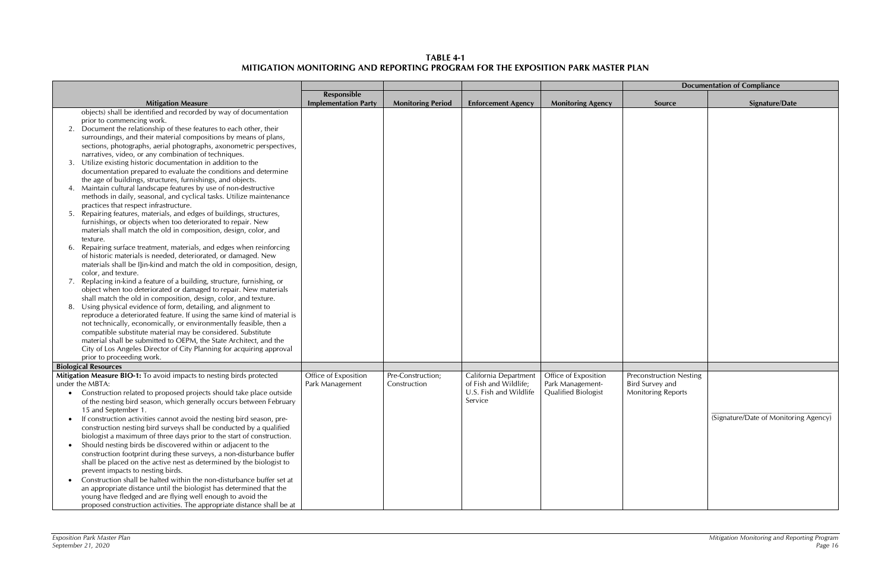**TABLE 4-1**
**MITIGATION MONITORING AND REPORTING PROGRAM FOR THE EXPOSITION PARK MASTER PLAN**

| Mitigation Measure | Responsible Implementation Party | Monitoring Period | Enforcement Agency | Monitoring Agency | Documentation of Compliance | |
|---|---|---|---|---|---|---|
| | | | | | Source | Signature/Date |
| objects) shall be identified and recorded by way of documentation prior to commencing work.<br>2. Document the relationship of these features to each other, their surroundings, and their material compositions by means of plans, sections, photographs, aerial photographs, axonometric perspectives, narratives, video, or any combination of techniques.<br>3. Utilize existing historic documentation in addition to the documentation prepared to evaluate the conditions and determine the age of buildings, structures, furnishings, and objects.<br>4. Maintain cultural landscape features by use of non-destructive methods in daily, seasonal, and cyclical tasks. Utilize maintenance practices that respect infrastructure.<br>5. Repairing features, materials, and edges of buildings, structures, furnishings, or objects when too deteriorated to repair. New materials shall match the old in composition, design, color, and texture.<br>6. Repairing surface treatment, materials, and edges when reinforcing of historic materials is needed, deteriorated, or damaged. New materials shall be I]in-kind and match the old in composition, design, color, and texture.<br>7. Replacing in-kind a feature of a building, structure, furnishing, or object when too deteriorated or damaged to repair. New materials shall match the old in composition, design, color, and texture.<br>8. Using physical evidence of form, detailing, and alignment to reproduce a deteriorated feature. If using the same kind of material is not technically, economically, or environmentally feasible, then a compatible substitute material may be considered. Substitute material shall be submitted to OEPM, the State Architect, and the City of Los Angeles Director of City Planning for acquiring approval prior to proceeding work. | | | | | | |
| **Biological Resources** | | | | | | |
| **Mitigation Measure BIO-1:** To avoid impacts to nesting birds protected under the MBTA:<br>• Construction related to proposed projects should take place outside of the nesting bird season, which generally occurs between February 15 and September 1.<br>• If construction activities cannot avoid the nesting bird season, pre-construction nesting bird surveys shall be conducted by a qualified biologist a maximum of three days prior to the start of construction.<br>• Should nesting birds be discovered within or adjacent to the construction footprint during these surveys, a non-disturbance buffer shall be placed on the active nest as determined by the biologist to prevent impacts to nesting birds.<br>• Construction shall be halted within the non-disturbance buffer set at an appropriate distance until the biologist has determined that the young have fledged and are flying well enough to avoid the proposed construction activities. The appropriate distance shall be at | Office of Exposition Park Management | Pre-Construction; Construction | California Department of Fish and Wildlife; U.S. Fish and Wildlife Service | Office of Exposition Park Management-Qualified Biologist | Preconstruction Nesting Bird Survey and Monitoring Reports | ____________________<br>(Signature/Date of Monitoring Agency) |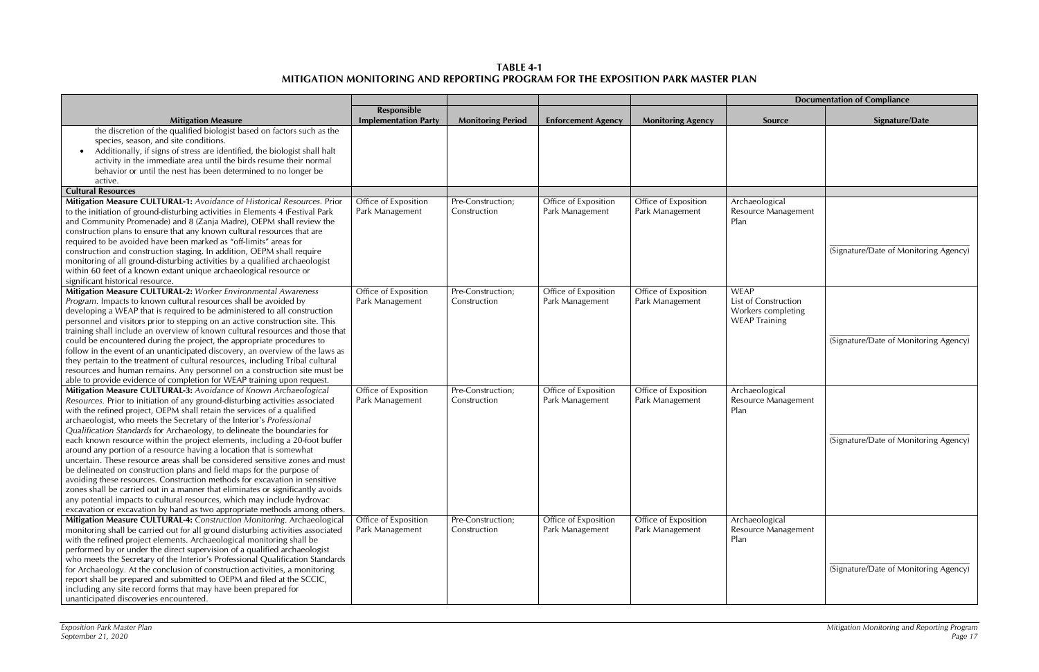**TABLE 4-1**
**MITIGATION MONITORING AND REPORTING PROGRAM FOR THE EXPOSITION PARK MASTER PLAN**

| Mitigation Measure | Responsible Implementation Party | Monitoring Period | Enforcement Agency | Monitoring Agency | Documentation of Compliance | |
|---|---|---|---|---|---|---|
| | | | | | Source | Signature/Date |
| the discretion of the qualified biologist based on factors such as the species, season, and site conditions.<br>• Additionally, if signs of stress are identified, the biologist shall halt activity in the immediate area until the birds resume their normal behavior or until the nest has been determined to no longer be active. | | | | | | |
| **Cultural Resources** | | | | | | |
| **Mitigation Measure CULTURAL-1:** *Avoidance of Historical Resources.* Prior to the initiation of ground-disturbing activities in Elements 4 (Festival Park and Community Promenade) and 8 (Zanja Madre), OEPM shall review the construction plans to ensure that any known cultural resources that are required to be avoided have been marked as "off-limits" areas for construction and construction staging. In addition, OEPM shall require monitoring of all ground-disturbing activities by a qualified archaeologist within 60 feet of a known extant unique archaeological resource or significant historical resource. | Office of Exposition Park Management | Pre-Construction; Construction | Office of Exposition Park Management | Office of Exposition Park Management | Archaeological Resource Management Plan | (Signature/Date of Monitoring Agency) |
| **Mitigation Measure CULTURAL-2:** *Worker Environmental Awareness Program.* Impacts to known cultural resources shall be avoided by developing a WEAP that is required to be administered to all construction personnel and visitors prior to stepping on an active construction site. This training shall include an overview of known cultural resources and those that could be encountered during the project, the appropriate procedures to follow in the event of an unanticipated discovery, an overview of the laws as they pertain to the treatment of cultural resources, including Tribal cultural resources and human remains. Any personnel on a construction site must be able to provide evidence of completion for WEAP training upon request. | Office of Exposition Park Management | Pre-Construction; Construction | Office of Exposition Park Management | Office of Exposition Park Management | WEAP<br>List of Construction Workers completing WEAP Training | (Signature/Date of Monitoring Agency) |
| **Mitigation Measure CULTURAL-3:** *Avoidance of Known Archaeological Resources.* Prior to initiation of any ground-disturbing activities associated with the refined project, OEPM shall retain the services of a qualified archaeologist, who meets the Secretary of the Interior's *Professional Qualification Standards* for Archaeology, to delineate the boundaries for each known resource within the project elements, including a 20-foot buffer around any portion of a resource having a location that is somewhat uncertain. These resource areas shall be considered sensitive zones and must be delineated on construction plans and field maps for the purpose of avoiding these resources. Construction methods for excavation in sensitive zones shall be carried out in a manner that eliminates or significantly avoids any potential impacts to cultural resources, which may include hydrovac excavation or excavation by hand as two appropriate methods among others. | Office of Exposition Park Management | Pre-Construction; Construction | Office of Exposition Park Management | Office of Exposition Park Management | Archaeological Resource Management Plan | (Signature/Date of Monitoring Agency) |
| **Mitigation Measure CULTURAL-4:** *Construction Monitoring.* Archaeological monitoring shall be carried out for all ground disturbing activities associated with the refined project elements. Archaeological monitoring shall be performed by or under the direct supervision of a qualified archaeologist who meets the Secretary of the Interior's Professional Qualification Standards for Archaeology. At the conclusion of construction activities, a monitoring report shall be prepared and submitted to OEPM and filed at the SCCIC, including any site record forms that may have been prepared for unanticipated discoveries encountered. | Office of Exposition Park Management | Pre-Construction; Construction | Office of Exposition Park Management | Office of Exposition Park Management | Archaeological Resource Management Plan | (Signature/Date of Monitoring Agency) |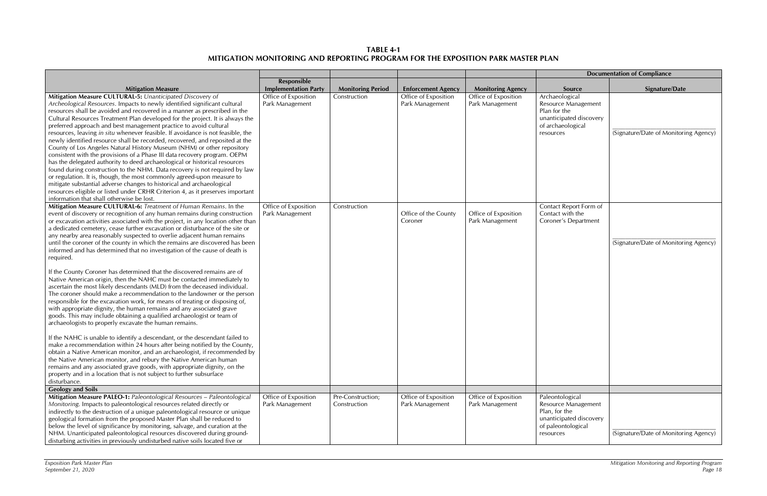**TABLE 4-1**
**MITIGATION MONITORING AND REPORTING PROGRAM FOR THE EXPOSITION PARK MASTER PLAN**

| | | | | | Documentation of Compliance | |
|---|---|---|---|---|---|---|
| **Mitigation Measure** | **Responsible Implementation Party** | **Monitoring Period** | **Enforcement Agency** | **Monitoring Agency** | **Source** | **Signature/Date** |
| **Mitigation Measure CULTURAL-5:** *Unanticipated Discovery of Archeological Resources*. Impacts to newly identified significant cultural resources shall be avoided and recovered in a manner as prescribed in the Cultural Resources Treatment Plan developed for the project. It is always the preferred approach and best management practice to avoid cultural resources, leaving *in situ* whenever feasible. If avoidance is not feasible, the newly identified resource shall be recorded, recovered, and reposited at the County of Los Angeles Natural History Museum (NHM) or other repository consistent with the provisions of a Phase III data recovery program. OEPM has the delegated authority to deed archaeological or historical resources found during construction to the NHM. Data recovery is not required by law or regulation. It is, though, the most commonly agreed-upon measure to mitigate substantial adverse changes to historical and archaeological resources eligible or listed under CRHR Criterion 4, as it preserves important information that shall otherwise be lost. | Office of Exposition Park Management | Construction | Office of Exposition Park Management | Office of Exposition Park Management | Archaeological Resource Management Plan for the unanticipated discovery of archaeological resources | (Signature/Date of Monitoring Agency) |
| **Mitigation Measure CULTURAL-6:** *Treatment of Human Remains*. In the event of discovery or recognition of any human remains during construction or excavation activities associated with the project, in any location other than a dedicated cemetery, cease further excavation or disturbance of the site or any nearby area reasonably suspected to overlie adjacent human remains until the coroner of the county in which the remains are discovered has been informed and has determined that no investigation of the cause of death is required.<br><br>If the County Coroner has determined that the discovered remains are of Native American origin, then the NAHC must be contacted immediately to ascertain the most likely descendants (MLD) from the deceased individual. The coroner should make a recommendation to the landowner or the person responsible for the excavation work, for means of treating or disposing of, with appropriate dignity, the human remains and any associated grave goods. This may include obtaining a qualified archaeologist or team of archaeologists to properly excavate the human remains.<br><br>If the NAHC is unable to identify a descendant, or the descendant failed to make a recommendation within 24 hours after being notified by the County, obtain a Native American monitor, and an archaeologist, if recommended by the Native American monitor, and rebury the Native American human remains and any associated grave goods, with appropriate dignity, on the property and in a location that is not subject to further subsurface disturbance. | Office of Exposition Park Management | Construction | Office of the County Coroner | Office of Exposition Park Management | Contact Report Form of Contact with the Coroner's Department | (Signature/Date of Monitoring Agency) |
| **Geology and Soils** | | | | | | |
| **Mitigation Measure PALEO-1:** *Paleontological Resources – Paleontological Monitoring*. Impacts to paleontological resources related directly or indirectly to the destruction of a unique paleontological resource or unique geological formation from the proposed Master Plan shall be reduced to below the level of significance by monitoring, salvage, and curation at the NHM. Unanticipated paleontological resources discovered during ground-disturbing activities in previously undisturbed native soils located five or | Office of Exposition Park Management | Pre-Construction; Construction | Office of Exposition Park Management | Office of Exposition Park Management | Paleontological Resource Management Plan, for the unanticipated discovery of paleontological resources | (Signature/Date of Monitoring Agency) |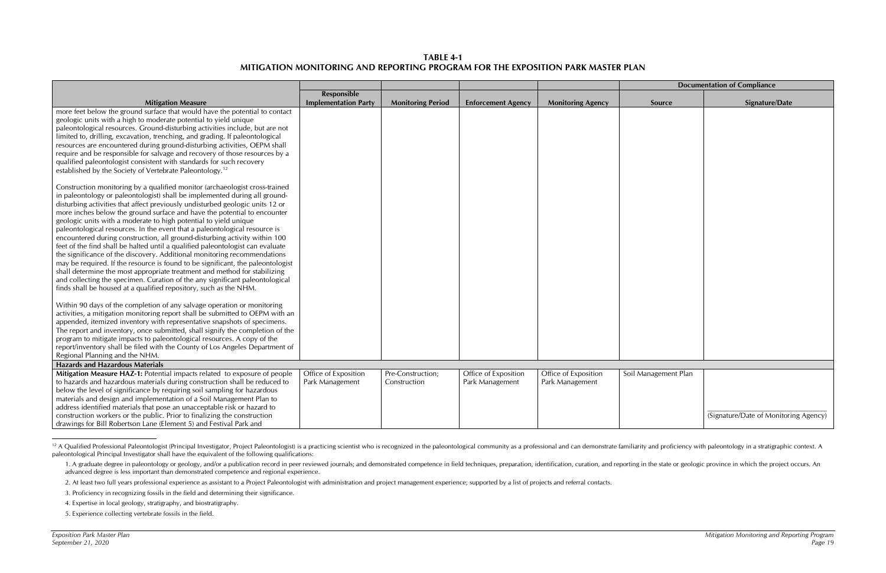**TABLE 4-1**
**MITIGATION MONITORING AND REPORTING PROGRAM FOR THE EXPOSITION PARK MASTER PLAN**

| Mitigation Measure | Responsible Implementation Party | Monitoring Period | Enforcement Agency | Monitoring Agency | Documentation of Compliance | |
|---|---|---|---|---|---|---|
| | | | | | Source | Signature/Date |
| more feet below the ground surface that would have the potential to contact geologic units with a high to moderate potential to yield unique paleontological resources. Ground-disturbing activities include, but are not limited to, drilling, excavation, trenching, and grading. If paleontological resources are encountered during ground-disturbing activities, OEPM shall require and be responsible for salvage and recovery of those resources by a qualified paleontologist consistent with standards for such recovery established by the Society of Vertebrate Paleontology.[12]<br><br>Construction monitoring by a qualified monitor (archaeologist cross-trained in paleontology or paleontologist) shall be implemented during all ground-disturbing activities that affect previously undisturbed geologic units 12 or more inches below the ground surface and have the potential to encounter geologic units with a moderate to high potential to yield unique paleontological resources. In the event that a paleontological resource is encountered during construction, all ground-disturbing activity within 100 feet of the find shall be halted until a qualified paleontologist can evaluate the significance of the discovery. Additional monitoring recommendations may be required. If the resource is found to be significant, the paleontologist shall determine the most appropriate treatment and method for stabilizing and collecting the specimen. Curation of the any significant paleontological finds shall be housed at a qualified repository, such as the NHM.<br><br>Within 90 days of the completion of any salvage operation or monitoring activities, a mitigation monitoring report shall be submitted to OEPM with an appended, itemized inventory with representative snapshots of specimens. The report and inventory, once submitted, shall signify the completion of the program to mitigate impacts to paleontological resources. A copy of the report/inventory shall be filed with the County of Los Angeles Department of Regional Planning and the NHM. | | | | | | |
| **Hazards and Hazardous Materials** | | | | | | |
| **Mitigation Measure HAZ-1:** Potential impacts related to exposure of people to hazards and hazardous materials during construction shall be reduced to below the level of significance by requiring soil sampling for hazardous materials and design and implementation of a Soil Management Plan to address identified materials that pose an unacceptable risk or hazard to construction workers or the public. Prior to finalizing the construction drawings for Bill Robertson Lane (Element 5) and Festival Park and | Office of Exposition Park Management | Pre-Construction; Construction | Office of Exposition Park Management | Office of Exposition Park Management | Soil Management Plan | ___________________ (Signature/Date of Monitoring Agency) |

[12] A Qualified Professional Paleontologist (Principal Investigator, Project Paleontologist) is a practicing scientist who is recognized in the paleontological community as a professional and can demonstrate familiarity and proficiency with paleontology in a stratigraphic context. A paleontological Principal Investigator shall have the equivalent of the following qualifications:

1. A graduate degree in paleontology or geology, and/or a publication record in peer reviewed journals; and demonstrated competence in field techniques, preparation, identification, curation, and reporting in the state or geologic province in which the project occurs. An advanced degree is less important than demonstrated competence and regional experience.
2. At least two full years professional experience as assistant to a Project Paleontologist with administration and project management experience; supported by a list of projects and referral contacts.
3. Proficiency in recognizing fossils in the field and determining their significance.
4. Expertise in local geology, stratigraphy, and biostratigraphy.
5. Experience collecting vertebrate fossils in the field.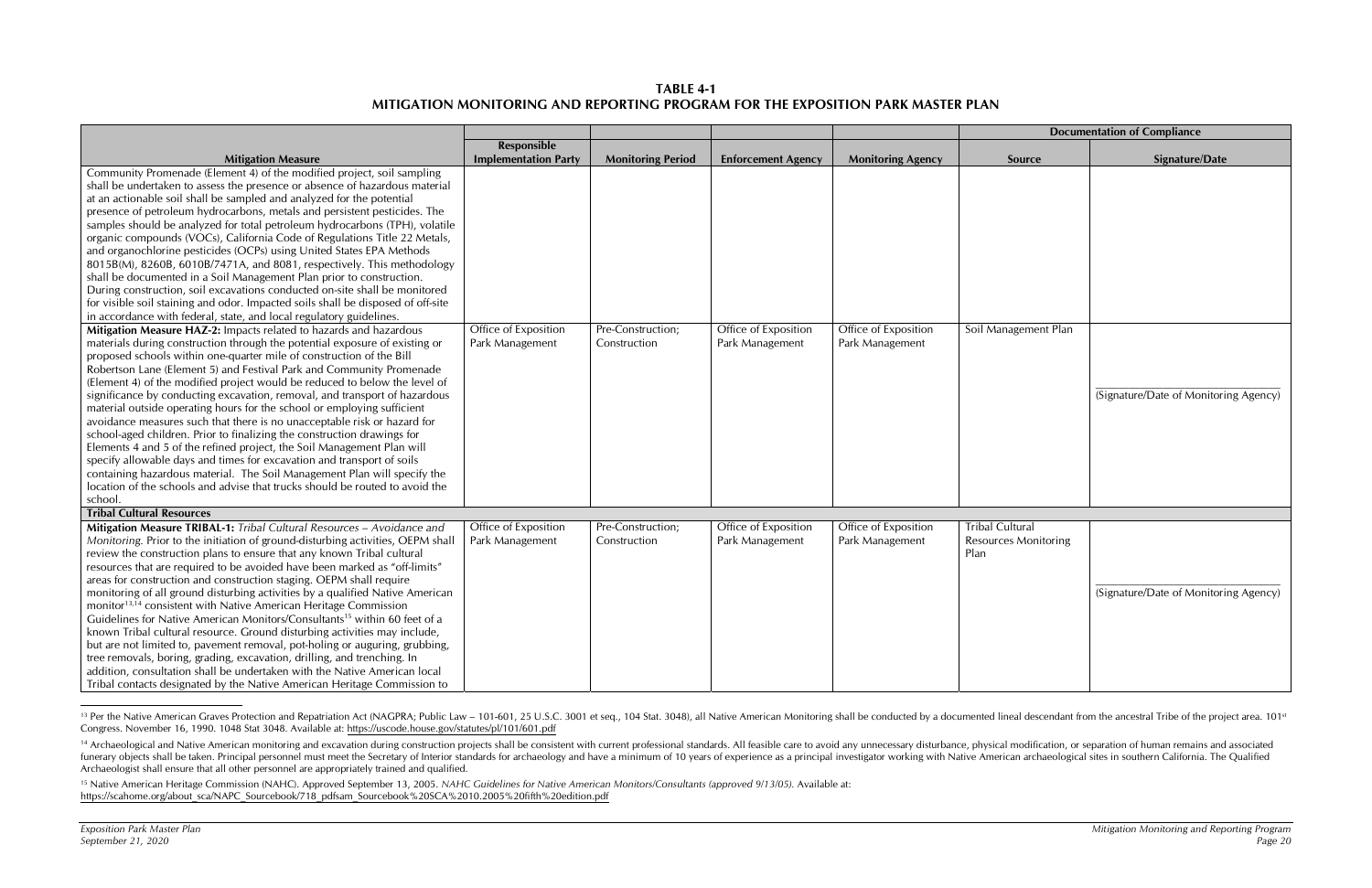**TABLE 4-1**
**MITIGATION MONITORING AND REPORTING PROGRAM FOR THE EXPOSITION PARK MASTER PLAN**

| Mitigation Measure | Responsible Implementation Party | Monitoring Period | Enforcement Agency | Monitoring Agency | Documentation of Compliance | |
|---|---|---|---|---|---|---|
| | | | | | Source | Signature/Date |
| Community Promenade (Element 4) of the modified project, soil sampling shall be undertaken to assess the presence or absence of hazardous material at an actionable soil shall be sampled and analyzed for the potential presence of petroleum hydrocarbons, metals and persistent pesticides. The samples should be analyzed for total petroleum hydrocarbons (TPH), volatile organic compounds (VOCs), California Code of Regulations Title 22 Metals, and organochlorine pesticides (OCPs) using United States EPA Methods 8015B(M), 8260B, 6010B/7471A, and 8081, respectively. This methodology shall be documented in a Soil Management Plan prior to construction. During construction, soil excavations conducted on-site shall be monitored for visible soil staining and odor. Impacted soils shall be disposed of off-site in accordance with federal, state, and local regulatory guidelines. | | | | | | |
| **Mitigation Measure HAZ-2:** Impacts related to hazards and hazardous materials during construction through the potential exposure of existing or proposed schools within one-quarter mile of construction of the Bill Robertson Lane (Element 5) and Festival Park and Community Promenade (Element 4) of the modified project would be reduced to below the level of significance by conducting excavation, removal, and transport of hazardous material outside operating hours for the school or employing sufficient avoidance measures such that there is no unacceptable risk or hazard for school-aged children. Prior to finalizing the construction drawings for Elements 4 and 5 of the refined project, the Soil Management Plan will specify allowable days and times for excavation and transport of soils containing hazardous material. The Soil Management Plan will specify the location of the schools and advise that trucks should be routed to avoid the school. | Office of Exposition Park Management | Pre-Construction; Construction | Office of Exposition Park Management | Office of Exposition Park Management | Soil Management Plan | _______________ (Signature/Date of Monitoring Agency) |
| **Tribal Cultural Resources** | | | | | | |
| **Mitigation Measure TRIBAL-1:** *Tribal Cultural Resources – Avoidance and Monitoring.* Prior to the initiation of ground-disturbing activities, OEPM shall review the construction plans to ensure that any known Tribal cultural resources that are required to be avoided have been marked as "off-limits" areas for construction and construction staging. OEPM shall require monitoring of all ground disturbing activities by a qualified Native American monitor[13,14] consistent with Native American Heritage Commission Guidelines for Native American Monitors/Consultants[15] within 60 feet of a known Tribal cultural resource. Ground disturbing activities may include, but are not limited to, pavement removal, pot-holing or auguring, grubbing, tree removals, boring, grading, excavation, drilling, and trenching. In addition, consultation shall be undertaken with the Native American local Tribal contacts designated by the Native American Heritage Commission to | Office of Exposition Park Management | Pre-Construction; Construction | Office of Exposition Park Management | Office of Exposition Park Management | Tribal Cultural Resources Monitoring Plan | _______________ (Signature/Date of Monitoring Agency) |

---

[13] Per the Native American Graves Protection and Repatriation Act (NAGPRA; Public Law – 101-601, 25 U.S.C. 3001 et seq., 104 Stat. 3048), all Native American Monitoring shall be conducted by a documented lineal descendant from the ancestral Tribe of the project area. 101st Congress. November 16, 1990. 1048 Stat 3048. Available at: https://uscode.house.gov/statutes/pl/101/601.pdf

[14] Archaeological and Native American monitoring and excavation during construction projects shall be consistent with current professional standards. All feasible care to avoid any unnecessary disturbance, physical modification, or separation of human remains and associated funerary objects shall be taken. Principal personnel must meet the Secretary of Interior standards for archaeology and have a minimum of 10 years of experience as a principal investigator working with Native American archaeological sites in southern California. The Qualified Archaeologist shall ensure that all other personnel are appropriately trained and qualified.

[15] Native American Heritage Commission (NAHC). Approved September 13, 2005. *NAHC Guidelines for Native American Monitors/Consultants (approved 9/13/05).* Available at: https://scahome.org/about_sca/NAPC_Sourcebook/718_pdfsam_Sourcebook%20SCA%2010.2005%20fifth%20edition.pdf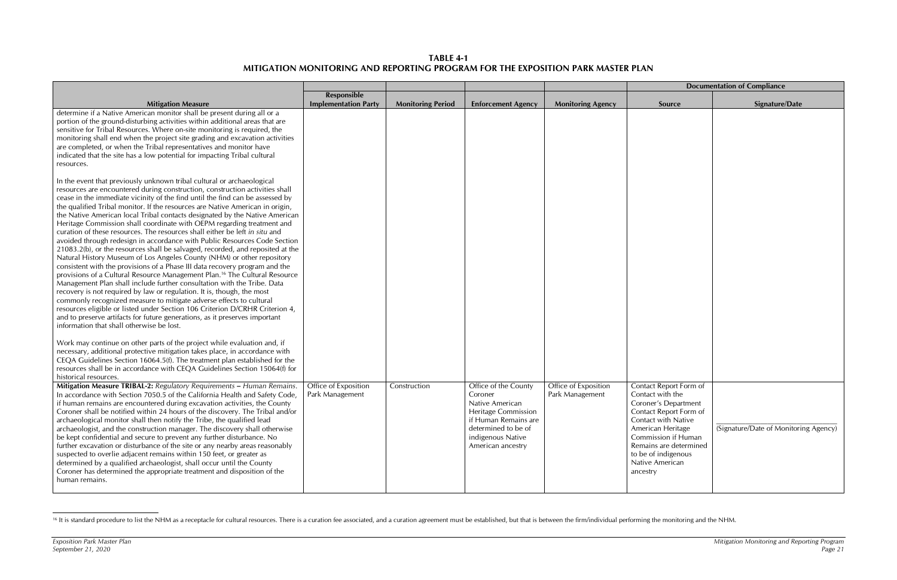**TABLE 4-1**
**MITIGATION MONITORING AND REPORTING PROGRAM FOR THE EXPOSITION PARK MASTER PLAN**

| Mitigation Measure | Responsible Implementation Party | Monitoring Period | Enforcement Agency | Monitoring Agency | Documentation of Compliance | |
|---|---|---|---|---|---|---|
| | | | | | Source | Signature/Date |
| determine if a Native American monitor shall be present during all or a portion of the ground-disturbing activities within additional areas that are sensitive for Tribal Resources. Where on-site monitoring is required, the monitoring shall end when the project site grading and excavation activities are completed, or when the Tribal representatives and monitor have indicated that the site has a low potential for impacting Tribal cultural resources.<br><br>In the event that previously unknown tribal cultural or archaeological resources are encountered during construction, construction activities shall cease in the immediate vicinity of the find until the find can be assessed by the qualified Tribal monitor. If the resources are Native American in origin, the Native American local Tribal contacts designated by the Native American Heritage Commission shall coordinate with OEPM regarding treatment and curation of these resources. The resources shall either be left *in situ* and avoided through redesign in accordance with Public Resources Code Section 21083.2(b), or the resources shall be salvaged, recorded, and reposited at the Natural History Museum of Los Angeles County (NHM) or other repository consistent with the provisions of a Phase III data recovery program and the provisions of a Cultural Resource Management Plan.[16] The Cultural Resource Management Plan shall include further consultation with the Tribe. Data recovery is not required by law or regulation. It is, though, the most commonly recognized measure to mitigate adverse effects to cultural resources eligible or listed under Section 106 Criterion D/CRHR Criterion 4, and to preserve artifacts for future generations, as it preserves important information that shall otherwise be lost.<br><br>Work may continue on other parts of the project while evaluation and, if necessary, additional protective mitigation takes place, in accordance with CEQA Guidelines Section 16064.5(f). The treatment plan established for the resources shall be in accordance with CEQA Guidelines Section 15064(f) for historical resources. | | | | | | |
| **Mitigation Measure TRIBAL-2:** *Regulatory Requirements* **–** *Human Remains.* In accordance with Section 7050.5 of the California Health and Safety Code, if human remains are encountered during excavation activities, the County Coroner shall be notified within 24 hours of the discovery. The Tribal and/or archaeological monitor shall then notify the Tribe, the qualified lead archaeologist, and the construction manager. The discovery shall otherwise be kept confidential and secure to prevent any further disturbance. No further excavation or disturbance of the site or any nearby areas reasonably suspected to overlie adjacent remains within 150 feet, or greater as determined by a qualified archaeologist, shall occur until the County Coroner has determined the appropriate treatment and disposition of the human remains. | Office of Exposition Park Management | Construction | Office of the County Coroner<br>Native American Heritage Commission if Human Remains are determined to be of indigenous Native American ancestry | Office of Exposition Park Management | Contact Report Form of Contact with the Coroner's Department<br>Contact Report Form of Contact with Native American Heritage Commission if Human Remains are determined to be of indigenous Native American ancestry | \_\_\_\_\_\_\_\_\_\_\_\_\_\_\_\_\_\_\_\_<br>(Signature/Date of Monitoring Agency) |

[16] It is standard procedure to list the NHM as a receptacle for cultural resources. There is a curation fee associated, and a curation agreement must be established, but that is between the firm/individual performing the monitoring and the NHM.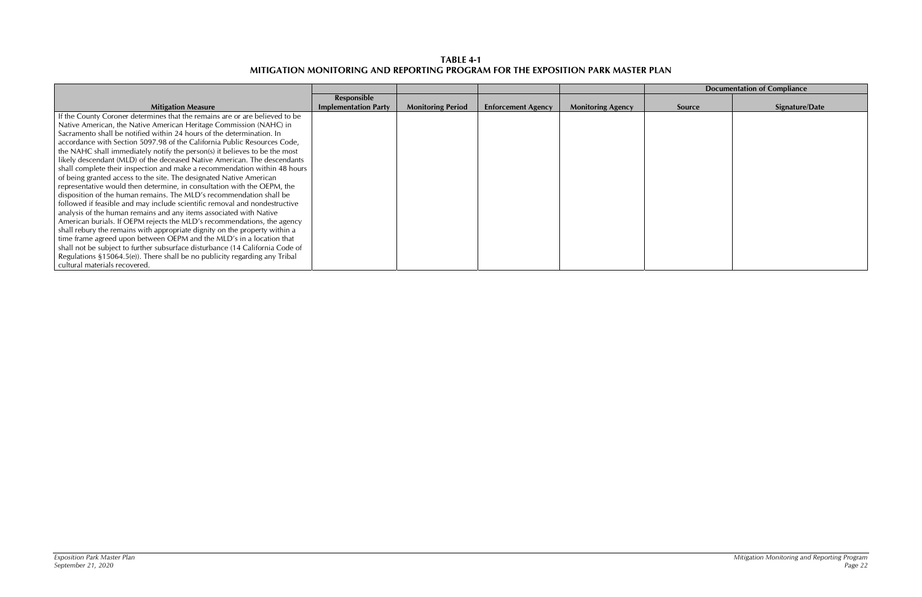**TABLE 4-1**
**MITIGATION MONITORING AND REPORTING PROGRAM FOR THE EXPOSITION PARK MASTER PLAN**

| | | | | | Documentation of Compliance | |
|---|---|---|---|---|---|---|
| **Mitigation Measure** | **Responsible Implementation Party** | **Monitoring Period** | **Enforcement Agency** | **Monitoring Agency** | **Source** | **Signature/Date** |
| If the County Coroner determines that the remains are or are believed to be Native American, the Native American Heritage Commission (NAHC) in Sacramento shall be notified within 24 hours of the determination. In accordance with Section 5097.98 of the California Public Resources Code, the NAHC shall immediately notify the person(s) it believes to be the most likely descendant (MLD) of the deceased Native American. The descendants shall complete their inspection and make a recommendation within 48 hours of being granted access to the site. The designated Native American representative would then determine, in consultation with the OEPM, the disposition of the human remains. The MLD's recommendation shall be followed if feasible and may include scientific removal and nondestructive analysis of the human remains and any items associated with Native American burials. If OEPM rejects the MLD's recommendations, the agency shall rebury the remains with appropriate dignity on the property within a time frame agreed upon between OEPM and the MLD's in a location that shall not be subject to further subsurface disturbance (14 California Code of Regulations §15064.5(e)). There shall be no publicity regarding any Tribal cultural materials recovered. | | | | | | |